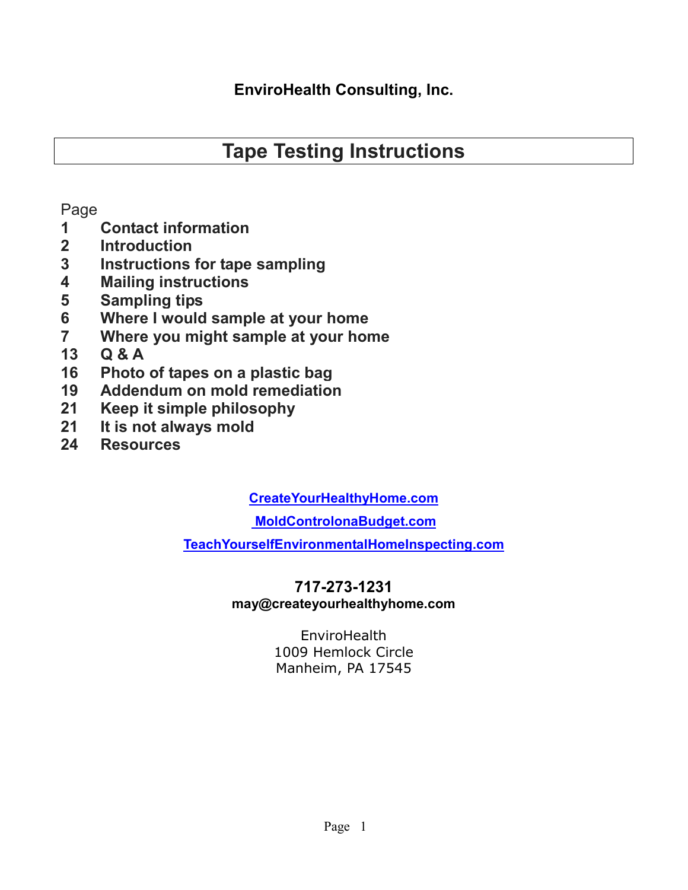**EnviroHealth Consulting, Inc.**

# Tape Testing Instructions

| Page | |
|---|---|
| **1** | **Contact information** |
| **2** | **Introduction** |
| **3** | **Instructions for tape sampling** |
| **4** | **Mailing instructions** |
| **5** | **Sampling tips** |
| **6** | **Where I would sample at your home** |
| **7** | **Where you might sample at your home** |
| **13** | **Q & A** |
| **16** | **Photo of tapes on a plastic bag** |
| **19** | **Addendum on mold remediation** |
| **21** | **Keep it simple philosophy** |
| **21** | **It is not always mold** |
| **24** | **Resources** |

**CreateYourHealthyHome.com**

**MoldControlonaBudget.com**

**TeachYourselfEnvironmentalHomeInspecting.com**

**717-273-1231**
**may@createyourhealthyhome.com**

EnviroHealth
1009 Hemlock Circle
Manheim, PA 17545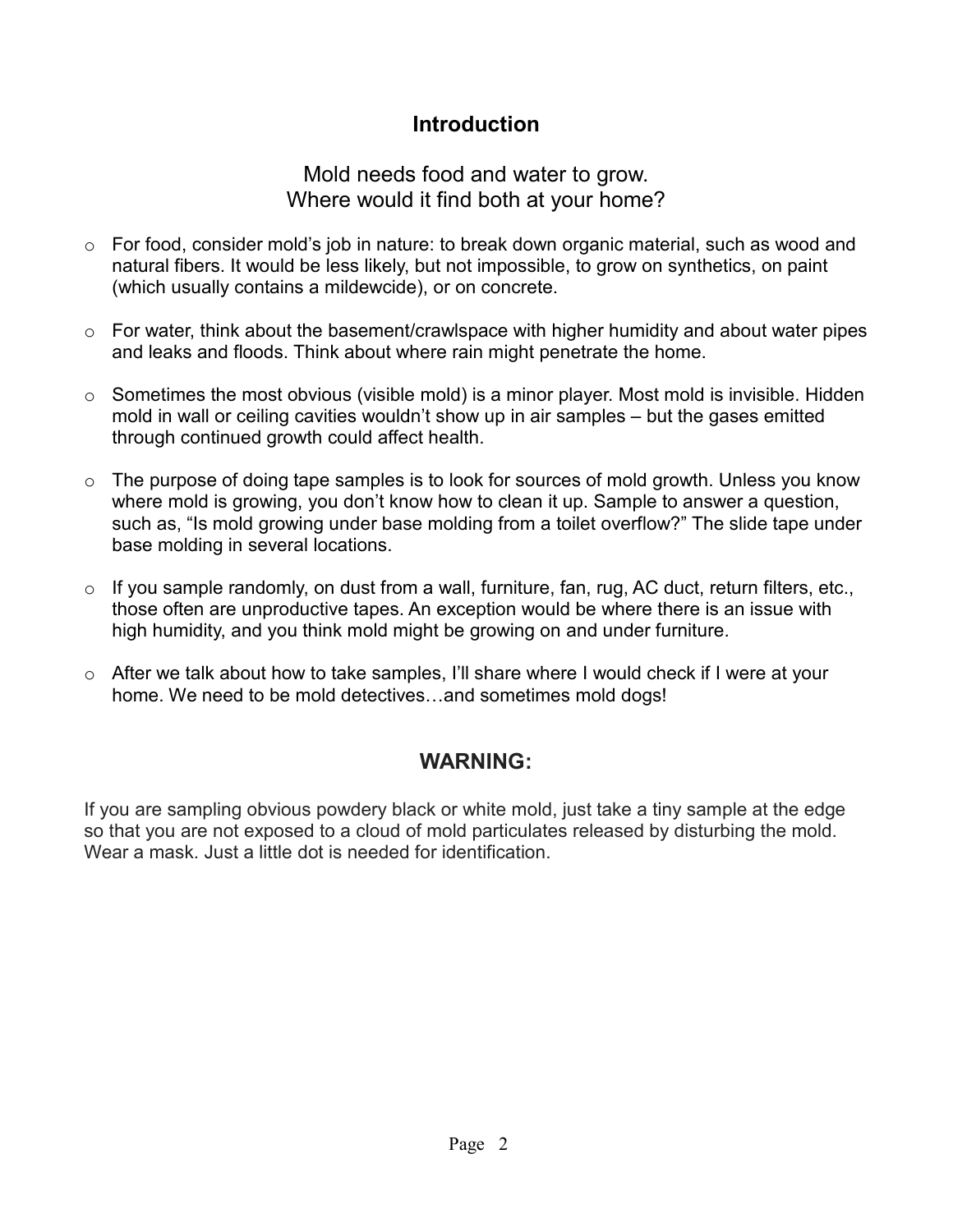## Introduction

### Mold needs food and water to grow.<br>Where would it find both at your home?

- For food, consider mold's job in nature: to break down organic material, such as wood and natural fibers. It would be less likely, but not impossible, to grow on synthetics, on paint (which usually contains a mildewcide), or on concrete.

- For water, think about the basement/crawlspace with higher humidity and about water pipes and leaks and floods. Think about where rain might penetrate the home.

- Sometimes the most obvious (visible mold) is a minor player. Most mold is invisible. Hidden mold in wall or ceiling cavities wouldn't show up in air samples – but the gases emitted through continued growth could affect health.

- The purpose of doing tape samples is to look for sources of mold growth. Unless you know where mold is growing, you don't know how to clean it up. Sample to answer a question, such as, "Is mold growing under base molding from a toilet overflow?" The slide tape under base molding in several locations.

- If you sample randomly, on dust from a wall, furniture, fan, rug, AC duct, return filters, etc., those often are unproductive tapes. An exception would be where there is an issue with high humidity, and you think mold might be growing on and under furniture.

- After we talk about how to take samples, I'll share where I would check if I were at your home. We need to be mold detectives…and sometimes mold dogs!

## WARNING:

If you are sampling obvious powdery black or white mold, just take a tiny sample at the edge so that you are not exposed to a cloud of mold particulates released by disturbing the mold. Wear a mask. Just a little dot is needed for identification.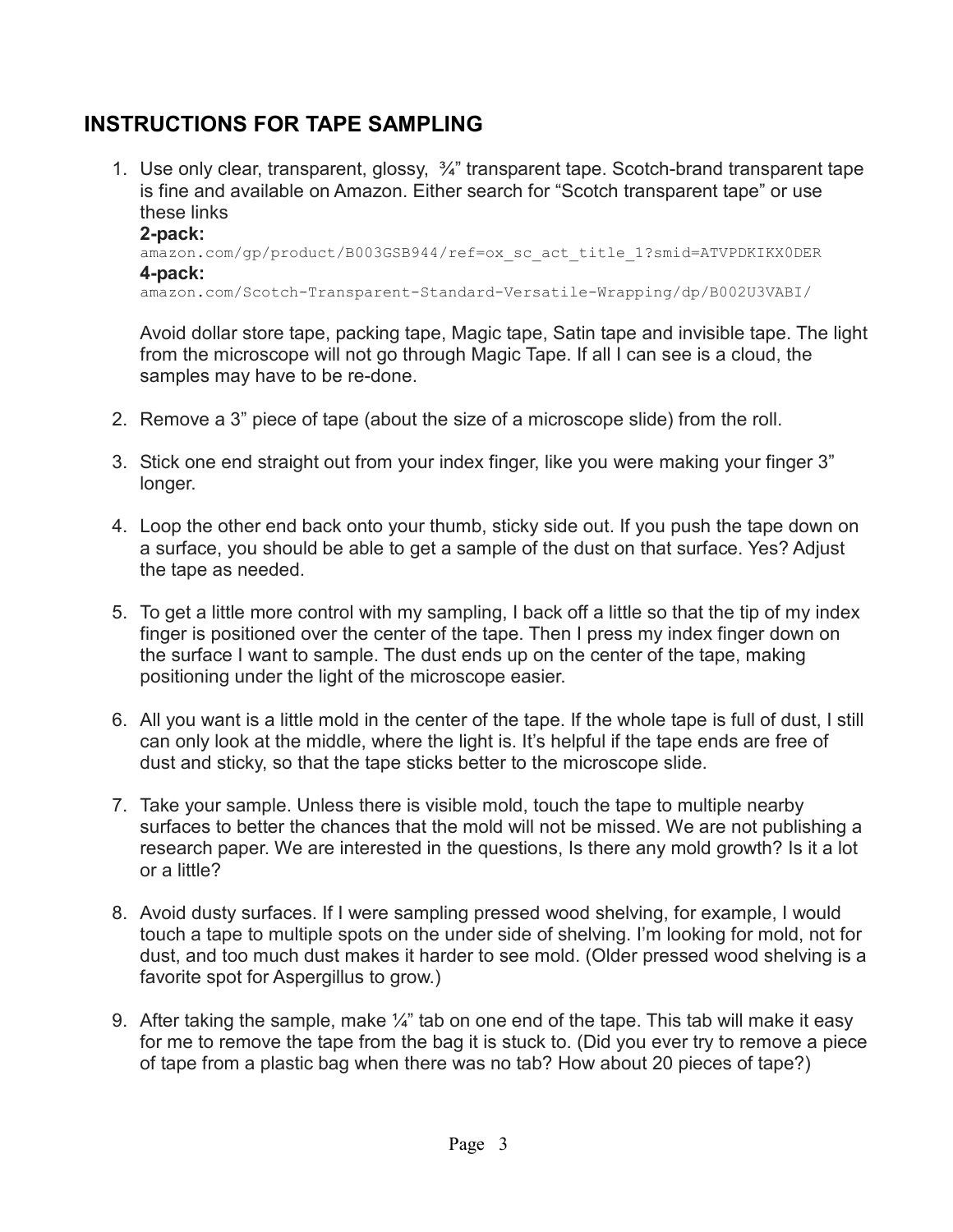## INSTRUCTIONS FOR TAPE SAMPLING

1. Use only clear, transparent, glossy, ¾" transparent tape. Scotch-brand transparent tape is fine and available on Amazon. Either search for "Scotch transparent tape" or use these links
   **2-pack:**
   `amazon.com/gp/product/B003GSB944/ref=ox_sc_act_title_1?smid=ATVPDKIKX0DER`
   **4-pack:**
   `amazon.com/Scotch-Transparent-Standard-Versatile-Wrapping/dp/B002U3VABI/`

   Avoid dollar store tape, packing tape, Magic tape, Satin tape and invisible tape. The light from the microscope will not go through Magic Tape. If all I can see is a cloud, the samples may have to be re-done.

2. Remove a 3" piece of tape (about the size of a microscope slide) from the roll.

3. Stick one end straight out from your index finger, like you were making your finger 3" longer.

4. Loop the other end back onto your thumb, sticky side out. If you push the tape down on a surface, you should be able to get a sample of the dust on that surface. Yes? Adjust the tape as needed.

5. To get a little more control with my sampling, I back off a little so that the tip of my index finger is positioned over the center of the tape. Then I press my index finger down on the surface I want to sample. The dust ends up on the center of the tape, making positioning under the light of the microscope easier.

6. All you want is a little mold in the center of the tape. If the whole tape is full of dust, I still can only look at the middle, where the light is. It's helpful if the tape ends are free of dust and sticky, so that the tape sticks better to the microscope slide.

7. Take your sample. Unless there is visible mold, touch the tape to multiple nearby surfaces to better the chances that the mold will not be missed. We are not publishing a research paper. We are interested in the questions, Is there any mold growth? Is it a lot or a little?

8. Avoid dusty surfaces. If I were sampling pressed wood shelving, for example, I would touch a tape to multiple spots on the under side of shelving. I'm looking for mold, not for dust, and too much dust makes it harder to see mold. (Older pressed wood shelving is a favorite spot for Aspergillus to grow.)

9. After taking the sample, make ¼" tab on one end of the tape. This tab will make it easy for me to remove the tape from the bag it is stuck to. (Did you ever try to remove a piece of tape from a plastic bag when there was no tab? How about 20 pieces of tape?)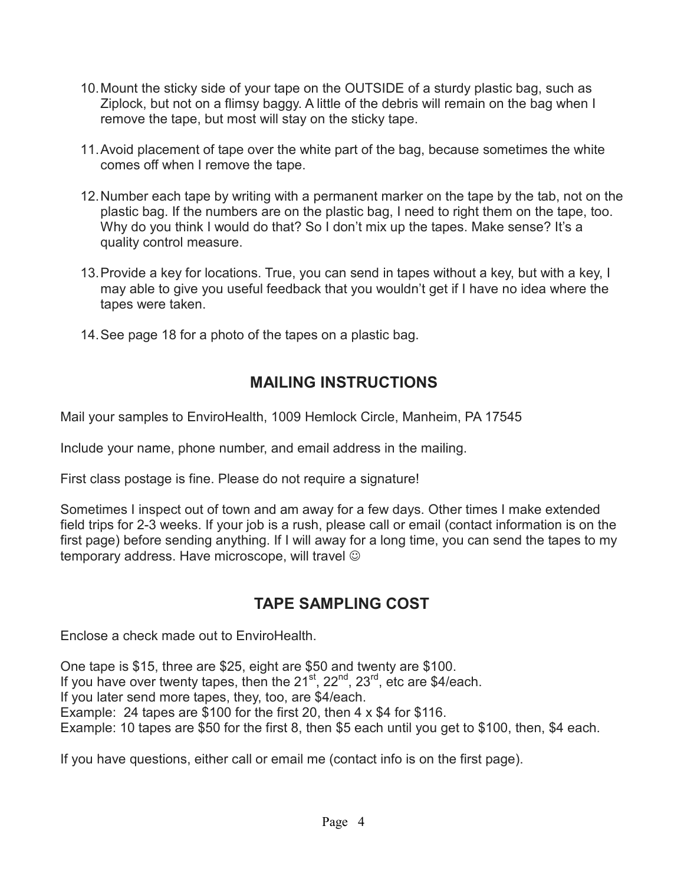10. Mount the sticky side of your tape on the OUTSIDE of a sturdy plastic bag, such as Ziplock, but not on a flimsy baggy. A little of the debris will remain on the bag when I remove the tape, but most will stay on the sticky tape.

11. Avoid placement of tape over the white part of the bag, because sometimes the white comes off when I remove the tape.

12. Number each tape by writing with a permanent marker on the tape by the tab, not on the plastic bag. If the numbers are on the plastic bag, I need to right them on the tape, too. Why do you think I would do that? So I don't mix up the tapes. Make sense? It's a quality control measure.

13. Provide a key for locations. True, you can send in tapes without a key, but with a key, I may able to give you useful feedback that you wouldn't get if I have no idea where the tapes were taken.

14. See page 18 for a photo of the tapes on a plastic bag.

## MAILING INSTRUCTIONS

Mail your samples to EnviroHealth, 1009 Hemlock Circle, Manheim, PA 17545

Include your name, phone number, and email address in the mailing.

First class postage is fine. Please do not require a signature!

Sometimes I inspect out of town and am away for a few days. Other times I make extended field trips for 2-3 weeks. If your job is a rush, please call or email (contact information is on the first page) before sending anything. If I will away for a long time, you can send the tapes to my temporary address. Have microscope, will travel ☺

## TAPE SAMPLING COST

Enclose a check made out to EnviroHealth.

One tape is $15, three are $25, eight are $50 and twenty are $100.
If you have over twenty tapes, then the 21st, 22nd, 23rd, etc are $4/each.
If you later send more tapes, they, too, are $4/each.
Example: 24 tapes are $100 for the first 20, then 4 x $4 for $116.
Example: 10 tapes are $50 for the first 8, then $5 each until you get to $100, then, $4 each.

If you have questions, either call or email me (contact info is on the first page).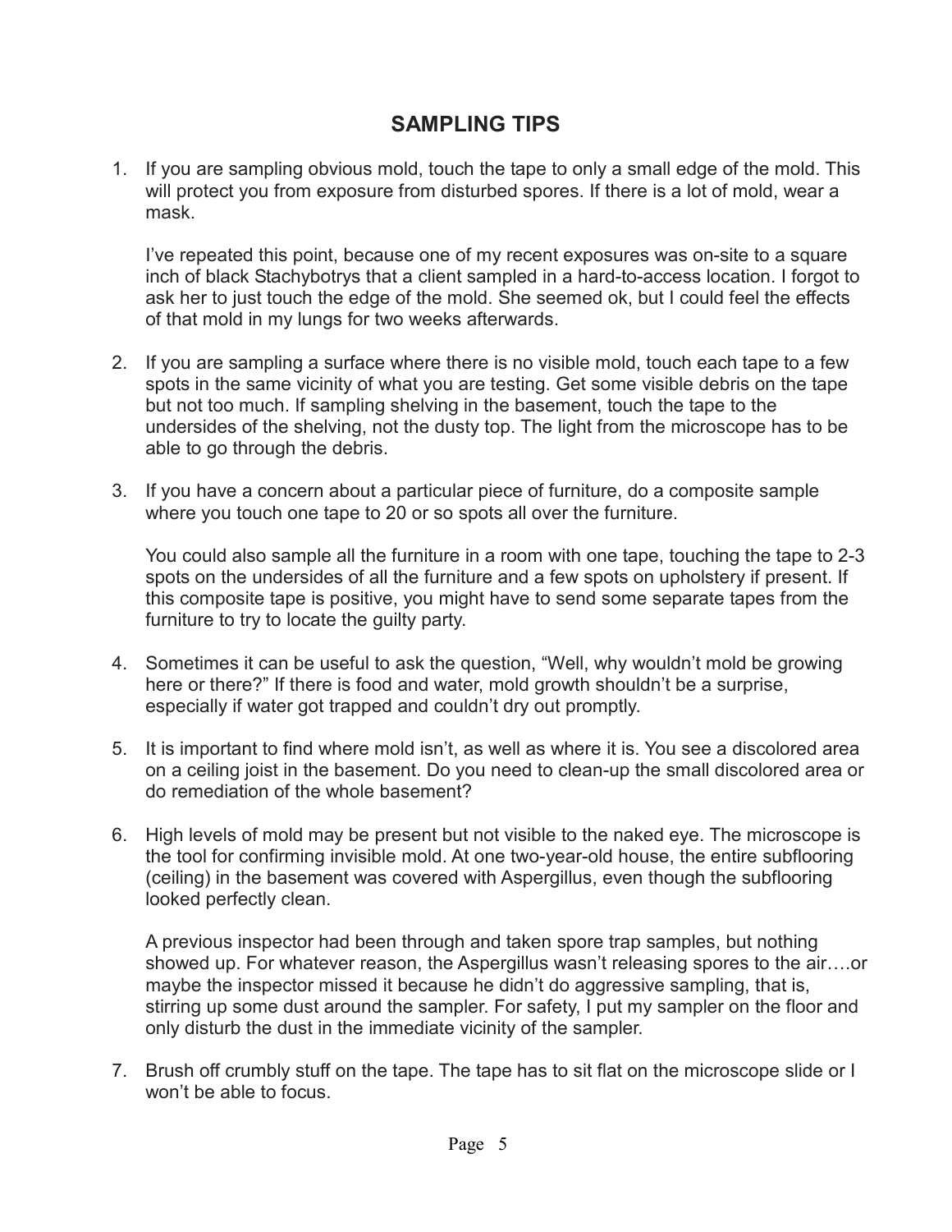## SAMPLING TIPS

1. If you are sampling obvious mold, touch the tape to only a small edge of the mold. This will protect you from exposure from disturbed spores. If there is a lot of mold, wear a mask.

   I've repeated this point, because one of my recent exposures was on-site to a square inch of black Stachybotrys that a client sampled in a hard-to-access location. I forgot to ask her to just touch the edge of the mold. She seemed ok, but I could feel the effects of that mold in my lungs for two weeks afterwards.

2. If you are sampling a surface where there is no visible mold, touch each tape to a few spots in the same vicinity of what you are testing. Get some visible debris on the tape but not too much. If sampling shelving in the basement, touch the tape to the undersides of the shelving, not the dusty top. The light from the microscope has to be able to go through the debris.

3. If you have a concern about a particular piece of furniture, do a composite sample where you touch one tape to 20 or so spots all over the furniture.

   You could also sample all the furniture in a room with one tape, touching the tape to 2-3 spots on the undersides of all the furniture and a few spots on upholstery if present. If this composite tape is positive, you might have to send some separate tapes from the furniture to try to locate the guilty party.

4. Sometimes it can be useful to ask the question, "Well, why wouldn't mold be growing here or there?" If there is food and water, mold growth shouldn't be a surprise, especially if water got trapped and couldn't dry out promptly.

5. It is important to find where mold isn't, as well as where it is. You see a discolored area on a ceiling joist in the basement. Do you need to clean-up the small discolored area or do remediation of the whole basement?

6. High levels of mold may be present but not visible to the naked eye. The microscope is the tool for confirming invisible mold. At one two-year-old house, the entire subflooring (ceiling) in the basement was covered with Aspergillus, even though the subflooring looked perfectly clean.

   A previous inspector had been through and taken spore trap samples, but nothing showed up. For whatever reason, the Aspergillus wasn't releasing spores to the air….or maybe the inspector missed it because he didn't do aggressive sampling, that is, stirring up some dust around the sampler. For safety, I put my sampler on the floor and only disturb the dust in the immediate vicinity of the sampler.

7. Brush off crumbly stuff on the tape. The tape has to sit flat on the microscope slide or I won't be able to focus.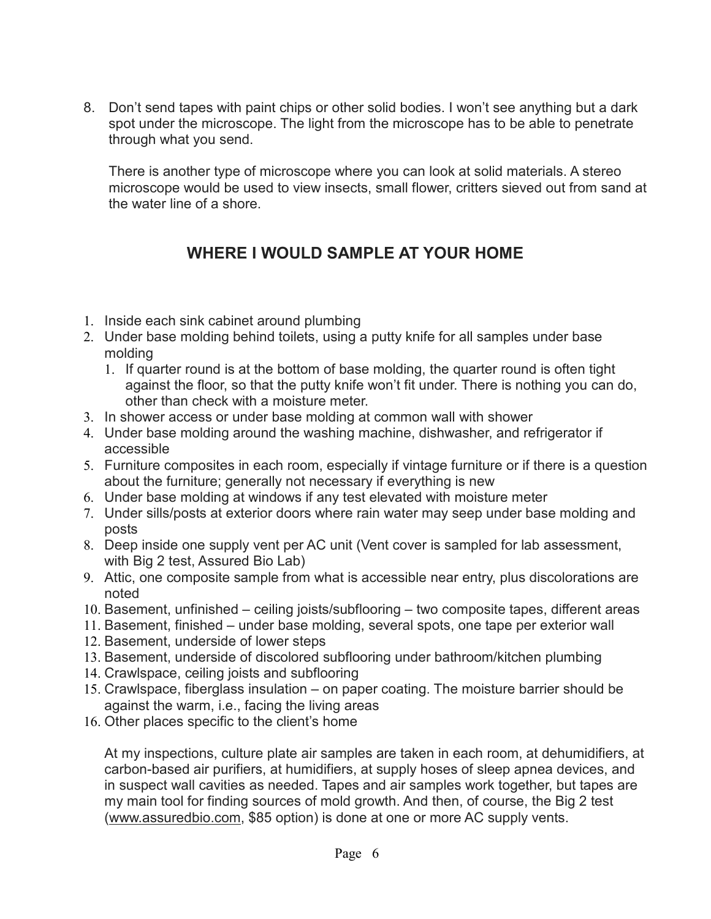8. Don't send tapes with paint chips or other solid bodies. I won't see anything but a dark spot under the microscope. The light from the microscope has to be able to penetrate through what you send.

   There is another type of microscope where you can look at solid materials. A stereo microscope would be used to view insects, small flower, critters sieved out from sand at the water line of a shore.

## WHERE I WOULD SAMPLE AT YOUR HOME

1. Inside each sink cabinet around plumbing
2. Under base molding behind toilets, using a putty knife for all samples under base molding
   1. If quarter round is at the bottom of base molding, the quarter round is often tight against the floor, so that the putty knife won't fit under. There is nothing you can do, other than check with a moisture meter.
3. In shower access or under base molding at common wall with shower
4. Under base molding around the washing machine, dishwasher, and refrigerator if accessible
5. Furniture composites in each room, especially if vintage furniture or if there is a question about the furniture; generally not necessary if everything is new
6. Under base molding at windows if any test elevated with moisture meter
7. Under sills/posts at exterior doors where rain water may seep under base molding and posts
8. Deep inside one supply vent per AC unit (Vent cover is sampled for lab assessment, with Big 2 test, Assured Bio Lab)
9. Attic, one composite sample from what is accessible near entry, plus discolorations are noted
10. Basement, unfinished – ceiling joists/subflooring – two composite tapes, different areas
11. Basement, finished – under base molding, several spots, one tape per exterior wall
12. Basement, underside of lower steps
13. Basement, underside of discolored subflooring under bathroom/kitchen plumbing
14. Crawlspace, ceiling joists and subflooring
15. Crawlspace, fiberglass insulation – on paper coating. The moisture barrier should be against the warm, i.e., facing the living areas
16. Other places specific to the client's home

    At my inspections, culture plate air samples are taken in each room, at dehumidifiers, at carbon-based air purifiers, at humidifiers, at supply hoses of sleep apnea devices, and in suspect wall cavities as needed. Tapes and air samples work together, but tapes are my main tool for finding sources of mold growth. And then, of course, the Big 2 test (www.assuredbio.com, $85 option) is done at one or more AC supply vents.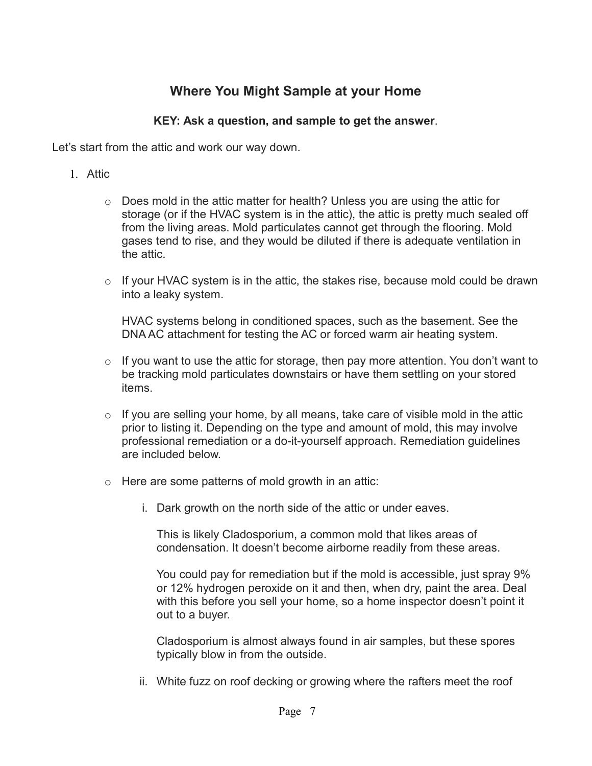## Where You Might Sample at your Home

**KEY: Ask a question, and sample to get the answer**.

Let's start from the attic and work our way down.

1. Attic

   - Does mold in the attic matter for health? Unless you are using the attic for storage (or if the HVAC system is in the attic), the attic is pretty much sealed off from the living areas. Mold particulates cannot get through the flooring. Mold gases tend to rise, and they would be diluted if there is adequate ventilation in the attic.

   - If your HVAC system is in the attic, the stakes rise, because mold could be drawn into a leaky system.

     HVAC systems belong in conditioned spaces, such as the basement. See the DNA AC attachment for testing the AC or forced warm air heating system.

   - If you want to use the attic for storage, then pay more attention. You don't want to be tracking mold particulates downstairs or have them settling on your stored items.

   - If you are selling your home, by all means, take care of visible mold in the attic prior to listing it. Depending on the type and amount of mold, this may involve professional remediation or a do-it-yourself approach. Remediation guidelines are included below.

   - Here are some patterns of mold growth in an attic:

     i. Dark growth on the north side of the attic or under eaves.

        This is likely Cladosporium, a common mold that likes areas of condensation. It doesn't become airborne readily from these areas.

        You could pay for remediation but if the mold is accessible, just spray 9% or 12% hydrogen peroxide on it and then, when dry, paint the area. Deal with this before you sell your home, so a home inspector doesn't point it out to a buyer.

        Cladosporium is almost always found in air samples, but these spores typically blow in from the outside.

     ii. White fuzz on roof decking or growing where the rafters meet the roof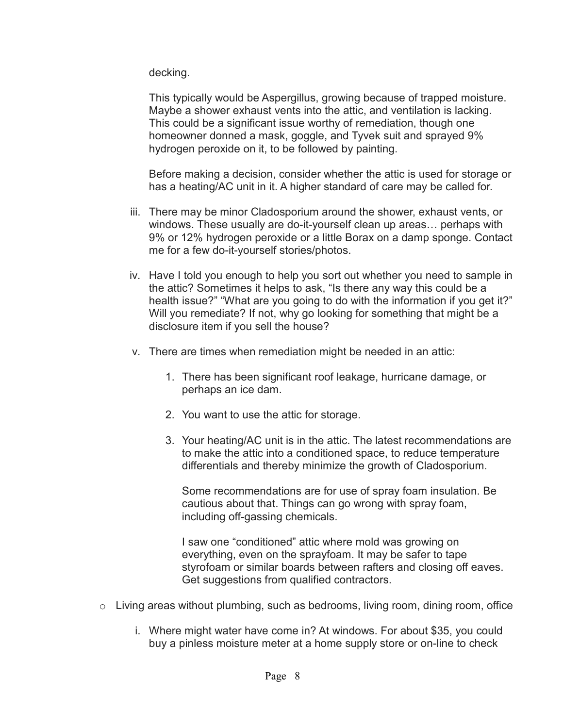decking.

This typically would be Aspergillus, growing because of trapped moisture. Maybe a shower exhaust vents into the attic, and ventilation is lacking. This could be a significant issue worthy of remediation, though one homeowner donned a mask, goggle, and Tyvek suit and sprayed 9% hydrogen peroxide on it, to be followed by painting.

Before making a decision, consider whether the attic is used for storage or has a heating/AC unit in it. A higher standard of care may be called for.

iii. There may be minor Cladosporium around the shower, exhaust vents, or windows. These usually are do-it-yourself clean up areas… perhaps with 9% or 12% hydrogen peroxide or a little Borax on a damp sponge. Contact me for a few do-it-yourself stories/photos.

iv. Have I told you enough to help you sort out whether you need to sample in the attic? Sometimes it helps to ask, "Is there any way this could be a health issue?" "What are you going to do with the information if you get it?" Will you remediate? If not, why go looking for something that might be a disclosure item if you sell the house?

v. There are times when remediation might be needed in an attic:

1. There has been significant roof leakage, hurricane damage, or perhaps an ice dam.

2. You want to use the attic for storage.

3. Your heating/AC unit is in the attic. The latest recommendations are to make the attic into a conditioned space, to reduce temperature differentials and thereby minimize the growth of Cladosporium.

   Some recommendations are for use of spray foam insulation. Be cautious about that. Things can go wrong with spray foam, including off-gassing chemicals.

   I saw one "conditioned" attic where mold was growing on everything, even on the sprayfoam. It may be safer to tape styrofoam or similar boards between rafters and closing off eaves. Get suggestions from qualified contractors.

- Living areas without plumbing, such as bedrooms, living room, dining room, office

  i. Where might water have come in? At windows. For about $35, you could buy a pinless moisture meter at a home supply store or on-line to check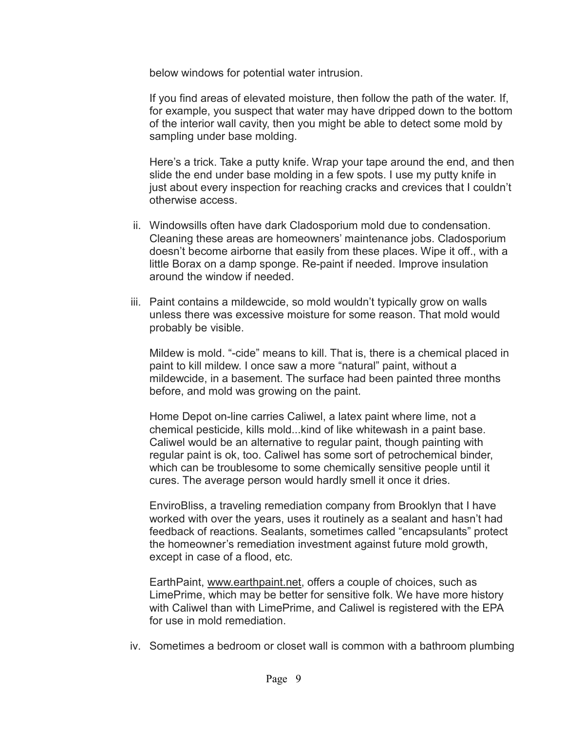below windows for potential water intrusion.

If you find areas of elevated moisture, then follow the path of the water. If, for example, you suspect that water may have dripped down to the bottom of the interior wall cavity, then you might be able to detect some mold by sampling under base molding.

Here's a trick. Take a putty knife. Wrap your tape around the end, and then slide the end under base molding in a few spots. I use my putty knife in just about every inspection for reaching cracks and crevices that I couldn't otherwise access.

ii. Windowsills often have dark Cladosporium mold due to condensation. Cleaning these areas are homeowners' maintenance jobs. Cladosporium doesn't become airborne that easily from these places. Wipe it off., with a little Borax on a damp sponge. Re-paint if needed. Improve insulation around the window if needed.

iii. Paint contains a mildewcide, so mold wouldn't typically grow on walls unless there was excessive moisture for some reason. That mold would probably be visible.

Mildew is mold. "-cide" means to kill. That is, there is a chemical placed in paint to kill mildew. I once saw a more "natural" paint, without a mildewcide, in a basement. The surface had been painted three months before, and mold was growing on the paint.

Home Depot on-line carries Caliwel, a latex paint where lime, not a chemical pesticide, kills mold...kind of like whitewash in a paint base. Caliwel would be an alternative to regular paint, though painting with regular paint is ok, too. Caliwel has some sort of petrochemical binder, which can be troublesome to some chemically sensitive people until it cures. The average person would hardly smell it once it dries.

EnviroBliss, a traveling remediation company from Brooklyn that I have worked with over the years, uses it routinely as a sealant and hasn't had feedback of reactions. Sealants, sometimes called "encapsulants" protect the homeowner's remediation investment against future mold growth, except in case of a flood, etc.

EarthPaint, www.earthpaint.net, offers a couple of choices, such as LimePrime, which may be better for sensitive folk. We have more history with Caliwel than with LimePrime, and Caliwel is registered with the EPA for use in mold remediation.

iv. Sometimes a bedroom or closet wall is common with a bathroom plumbing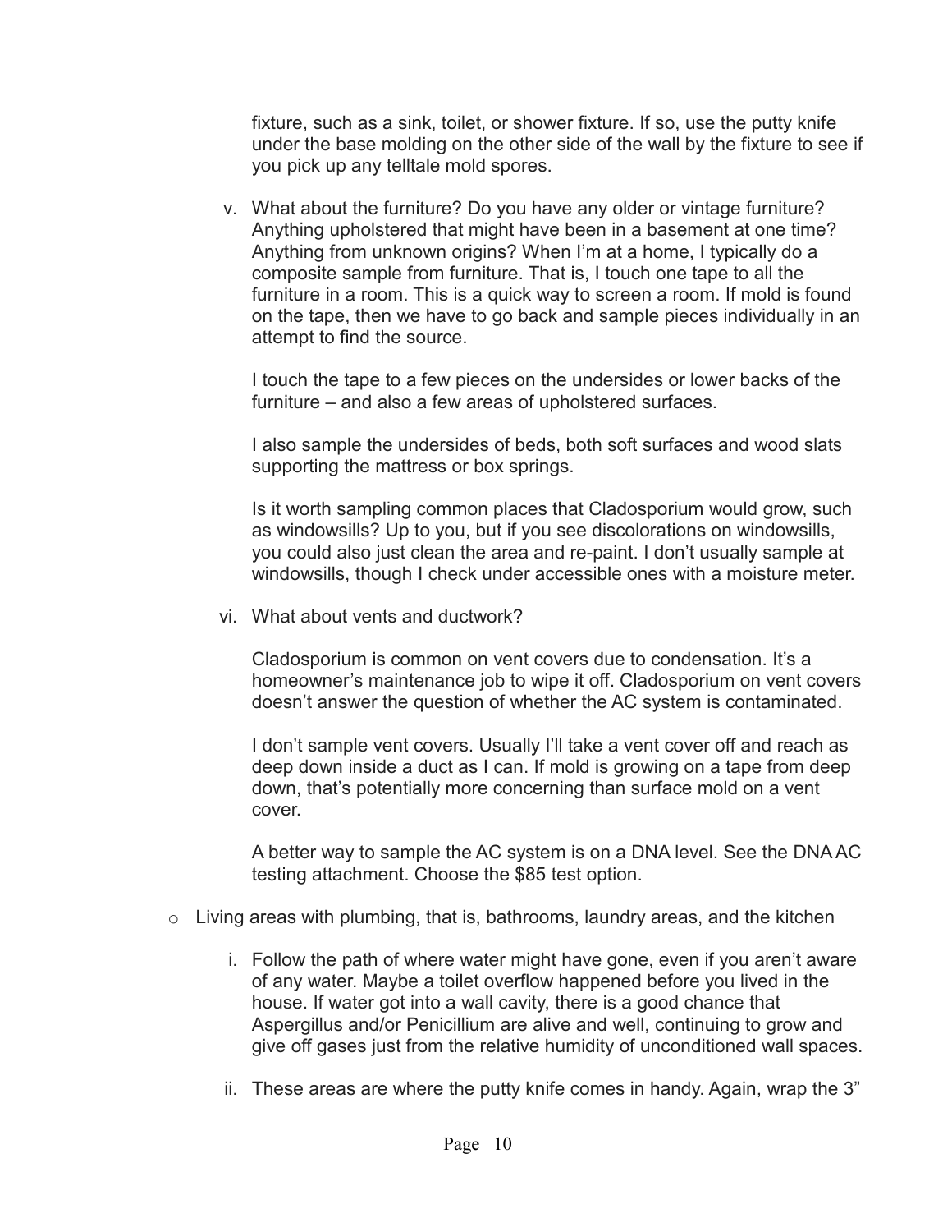fixture, such as a sink, toilet, or shower fixture. If so, use the putty knife under the base molding on the other side of the wall by the fixture to see if you pick up any telltale mold spores.

v. What about the furniture? Do you have any older or vintage furniture? Anything upholstered that might have been in a basement at one time? Anything from unknown origins? When I'm at a home, I typically do a composite sample from furniture. That is, I touch one tape to all the furniture in a room. This is a quick way to screen a room. If mold is found on the tape, then we have to go back and sample pieces individually in an attempt to find the source.

   I touch the tape to a few pieces on the undersides or lower backs of the furniture – and also a few areas of upholstered surfaces.

   I also sample the undersides of beds, both soft surfaces and wood slats supporting the mattress or box springs.

   Is it worth sampling common places that Cladosporium would grow, such as windowsills? Up to you, but if you see discolorations on windowsills, you could also just clean the area and re-paint. I don't usually sample at windowsills, though I check under accessible ones with a moisture meter.

vi. What about vents and ductwork?

   Cladosporium is common on vent covers due to condensation. It's a homeowner's maintenance job to wipe it off. Cladosporium on vent covers doesn't answer the question of whether the AC system is contaminated.

   I don't sample vent covers. Usually I'll take a vent cover off and reach as deep down inside a duct as I can. If mold is growing on a tape from deep down, that's potentially more concerning than surface mold on a vent cover.

   A better way to sample the AC system is on a DNA level. See the DNA AC testing attachment. Choose the $85 test option.

- Living areas with plumbing, that is, bathrooms, laundry areas, and the kitchen

   i. Follow the path of where water might have gone, even if you aren't aware of any water. Maybe a toilet overflow happened before you lived in the house. If water got into a wall cavity, there is a good chance that Aspergillus and/or Penicillium are alive and well, continuing to grow and give off gases just from the relative humidity of unconditioned wall spaces.

   ii. These areas are where the putty knife comes in handy. Again, wrap the 3"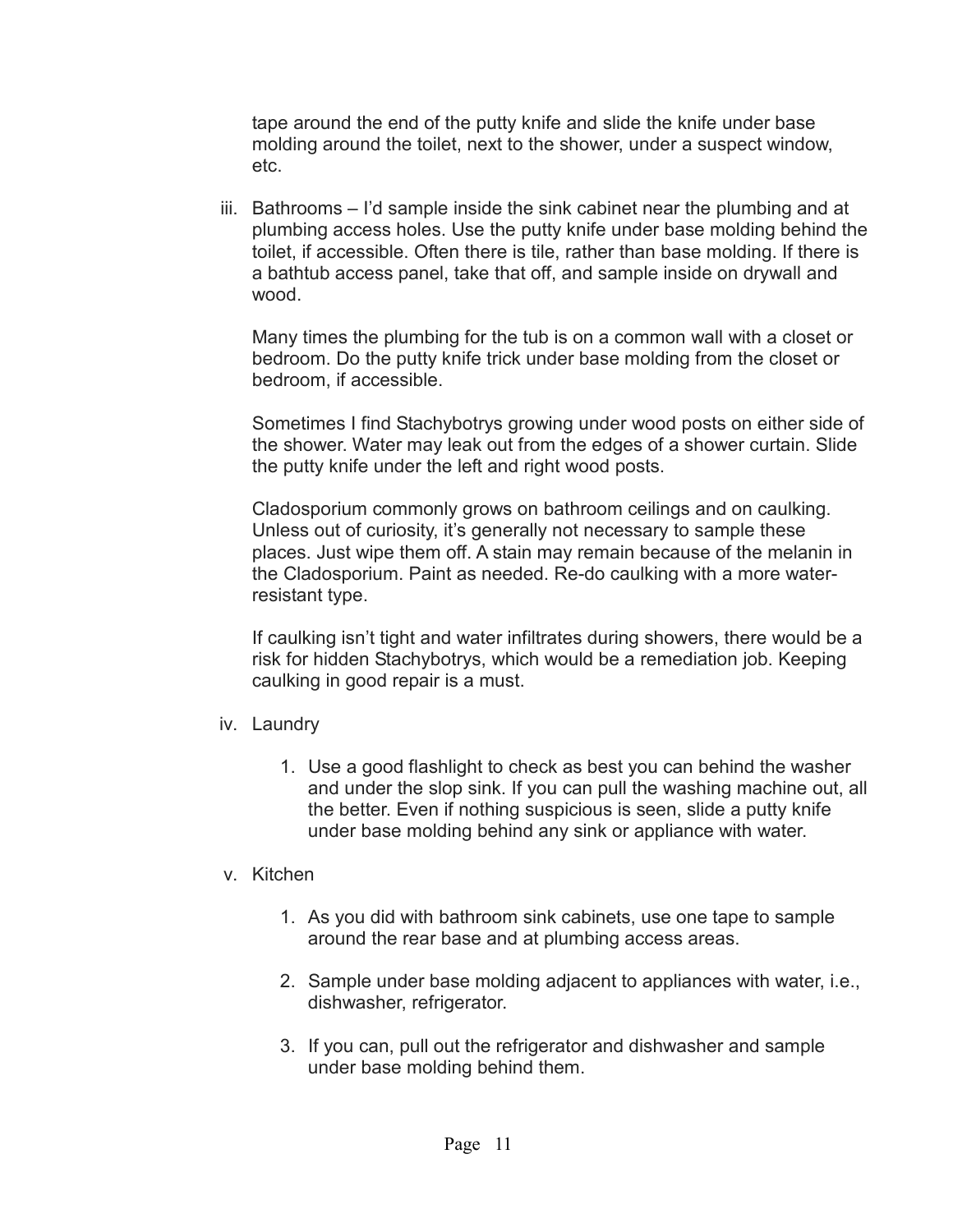tape around the end of the putty knife and slide the knife under base molding around the toilet, next to the shower, under a suspect window, etc.

iii. Bathrooms – I'd sample inside the sink cabinet near the plumbing and at plumbing access holes. Use the putty knife under base molding behind the toilet, if accessible. Often there is tile, rather than base molding. If there is a bathtub access panel, take that off, and sample inside on drywall and wood.

   Many times the plumbing for the tub is on a common wall with a closet or bedroom. Do the putty knife trick under base molding from the closet or bedroom, if accessible.

   Sometimes I find Stachybotrys growing under wood posts on either side of the shower. Water may leak out from the edges of a shower curtain. Slide the putty knife under the left and right wood posts.

   Cladosporium commonly grows on bathroom ceilings and on caulking. Unless out of curiosity, it's generally not necessary to sample these places. Just wipe them off. A stain may remain because of the melanin in the Cladosporium. Paint as needed. Re-do caulking with a more water-resistant type.

   If caulking isn't tight and water infiltrates during showers, there would be a risk for hidden Stachybotrys, which would be a remediation job. Keeping caulking in good repair is a must.

iv. Laundry

   1. Use a good flashlight to check as best you can behind the washer and under the slop sink. If you can pull the washing machine out, all the better. Even if nothing suspicious is seen, slide a putty knife under base molding behind any sink or appliance with water.

v. Kitchen

   1. As you did with bathroom sink cabinets, use one tape to sample around the rear base and at plumbing access areas.

   2. Sample under base molding adjacent to appliances with water, i.e., dishwasher, refrigerator.

   3. If you can, pull out the refrigerator and dishwasher and sample under base molding behind them.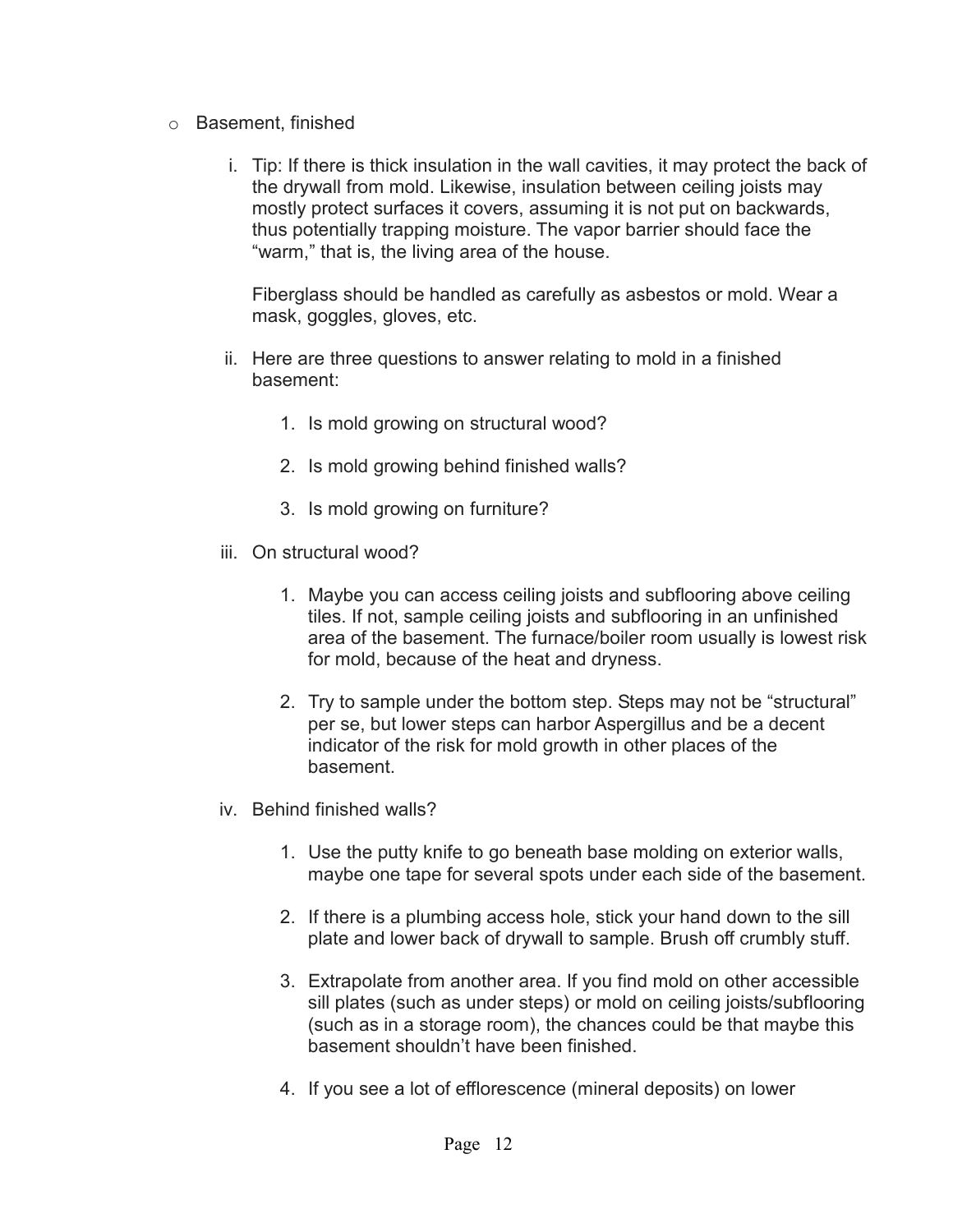- Basement, finished

  i. Tip: If there is thick insulation in the wall cavities, it may protect the back of the drywall from mold. Likewise, insulation between ceiling joists may mostly protect surfaces it covers, assuming it is not put on backwards, thus potentially trapping moisture. The vapor barrier should face the “warm,” that is, the living area of the house.

     Fiberglass should be handled as carefully as asbestos or mold. Wear a mask, goggles, gloves, etc.

  ii. Here are three questions to answer relating to mold in a finished basement:

      1. Is mold growing on structural wood?
      2. Is mold growing behind finished walls?
      3. Is mold growing on furniture?

  iii. On structural wood?

       1. Maybe you can access ceiling joists and subflooring above ceiling tiles. If not, sample ceiling joists and subflooring in an unfinished area of the basement. The furnace/boiler room usually is lowest risk for mold, because of the heat and dryness.
       2. Try to sample under the bottom step. Steps may not be “structural” per se, but lower steps can harbor Aspergillus and be a decent indicator of the risk for mold growth in other places of the basement.

  iv. Behind finished walls?

      1. Use the putty knife to go beneath base molding on exterior walls, maybe one tape for several spots under each side of the basement.
      2. If there is a plumbing access hole, stick your hand down to the sill plate and lower back of drywall to sample. Brush off crumbly stuff.
      3. Extrapolate from another area. If you find mold on other accessible sill plates (such as under steps) or mold on ceiling joists/subflooring (such as in a storage room), the chances could be that maybe this basement shouldn’t have been finished.
      4. If you see a lot of efflorescence (mineral deposits) on lower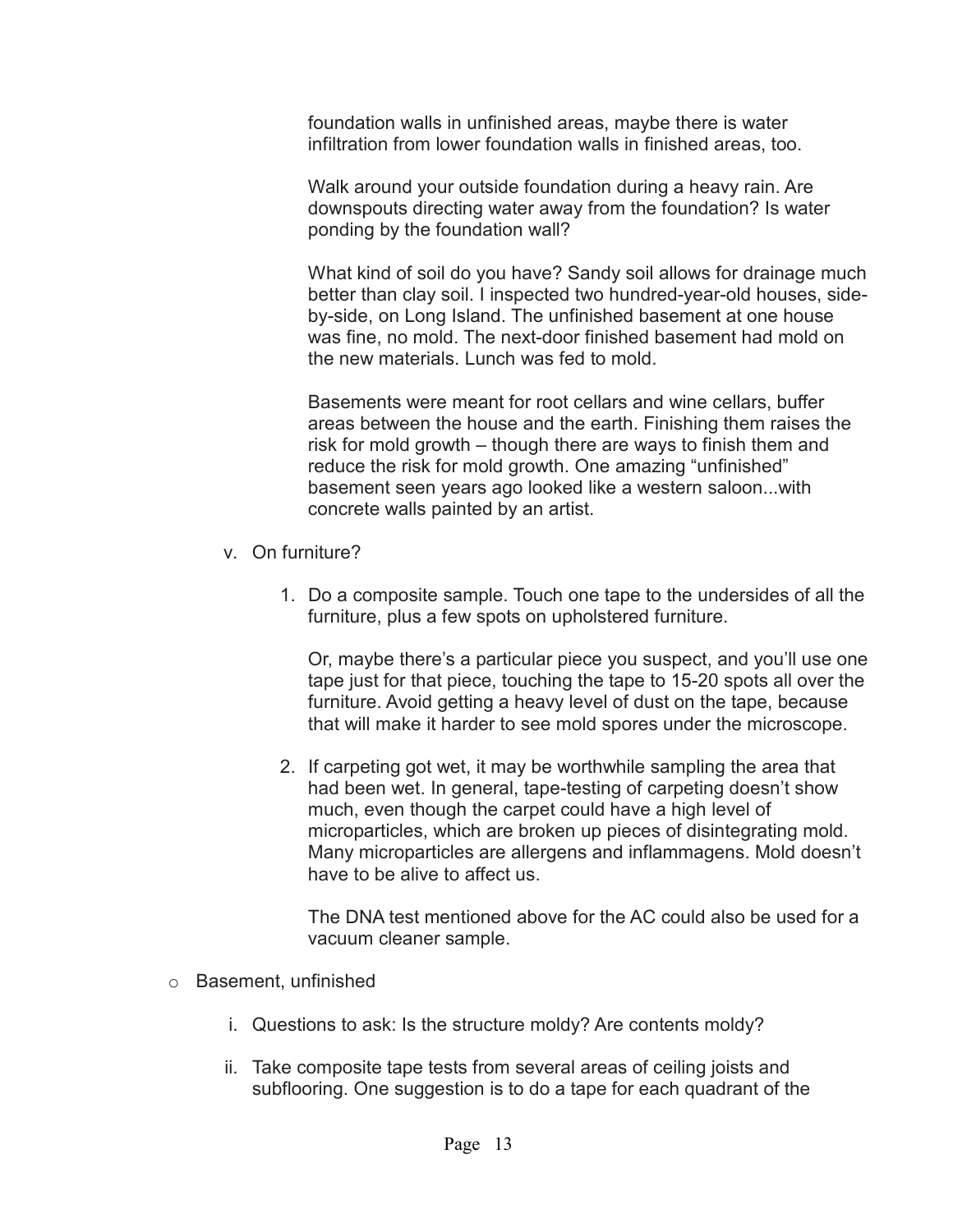foundation walls in unfinished areas, maybe there is water infiltration from lower foundation walls in finished areas, too.

Walk around your outside foundation during a heavy rain. Are downspouts directing water away from the foundation? Is water ponding by the foundation wall?

What kind of soil do you have? Sandy soil allows for drainage much better than clay soil. I inspected two hundred-year-old houses, side-by-side, on Long Island. The unfinished basement at one house was fine, no mold. The next-door finished basement had mold on the new materials. Lunch was fed to mold.

Basements were meant for root cellars and wine cellars, buffer areas between the house and the earth. Finishing them raises the risk for mold growth – though there are ways to finish them and reduce the risk for mold growth. One amazing "unfinished" basement seen years ago looked like a western saloon...with concrete walls painted by an artist.

v. On furniture?

1. Do a composite sample. Touch one tape to the undersides of all the furniture, plus a few spots on upholstered furniture.

   Or, maybe there's a particular piece you suspect, and you'll use one tape just for that piece, touching the tape to 15-20 spots all over the furniture. Avoid getting a heavy level of dust on the tape, because that will make it harder to see mold spores under the microscope.

2. If carpeting got wet, it may be worthwhile sampling the area that had been wet. In general, tape-testing of carpeting doesn't show much, even though the carpet could have a high level of microparticles, which are broken up pieces of disintegrating mold. Many microparticles are allergens and inflammagens. Mold doesn't have to be alive to affect us.

   The DNA test mentioned above for the AC could also be used for a vacuum cleaner sample.

- Basement, unfinished

  i. Questions to ask: Is the structure moldy? Are contents moldy?

  ii. Take composite tape tests from several areas of ceiling joists and subflooring. One suggestion is to do a tape for each quadrant of the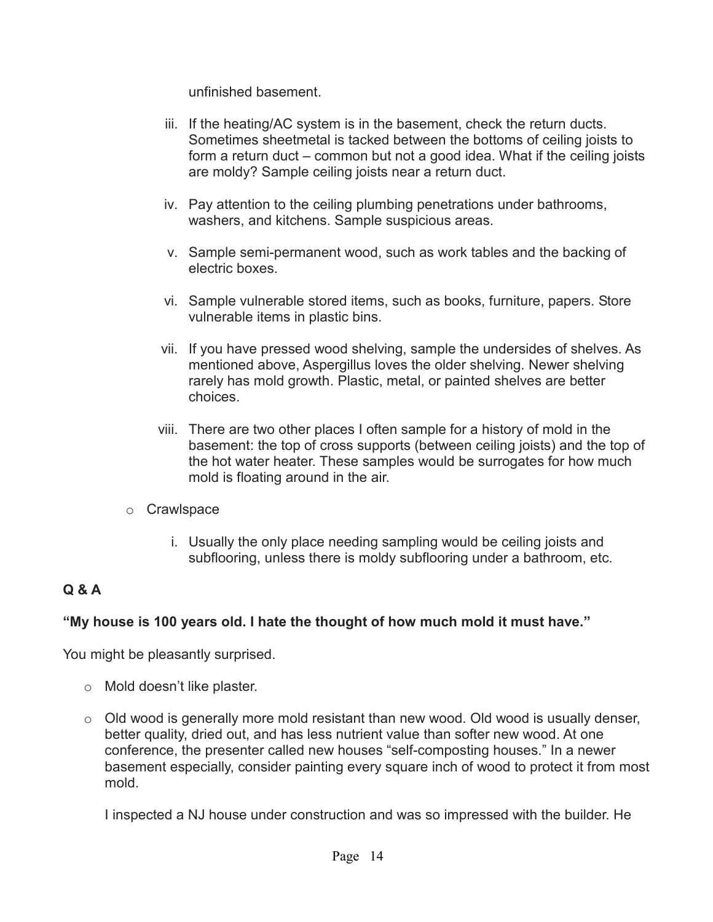unfinished basement.

iii. If the heating/AC system is in the basement, check the return ducts. Sometimes sheetmetal is tacked between the bottoms of ceiling joists to form a return duct – common but not a good idea. What if the ceiling joists are moldy? Sample ceiling joists near a return duct.

iv. Pay attention to the ceiling plumbing penetrations under bathrooms, washers, and kitchens. Sample suspicious areas.

v. Sample semi-permanent wood, such as work tables and the backing of electric boxes.

vi. Sample vulnerable stored items, such as books, furniture, papers. Store vulnerable items in plastic bins.

vii. If you have pressed wood shelving, sample the undersides of shelves. As mentioned above, Aspergillus loves the older shelving. Newer shelving rarely has mold growth. Plastic, metal, or painted shelves are better choices.

viii. There are two other places I often sample for a history of mold in the basement: the top of cross supports (between ceiling joists) and the top of the hot water heater. These samples would be surrogates for how much mold is floating around in the air.

- Crawlspace

  i. Usually the only place needing sampling would be ceiling joists and subflooring, unless there is moldy subflooring under a bathroom, etc.

**Q & A**

**"My house is 100 years old. I hate the thought of how much mold it must have."**

You might be pleasantly surprised.

- Mold doesn't like plaster.
- Old wood is generally more mold resistant than new wood. Old wood is usually denser, better quality, dried out, and has less nutrient value than softer new wood. At one conference, the presenter called new houses "self-composting houses." In a newer basement especially, consider painting every square inch of wood to protect it from most mold.

  I inspected a NJ house under construction and was so impressed with the builder. He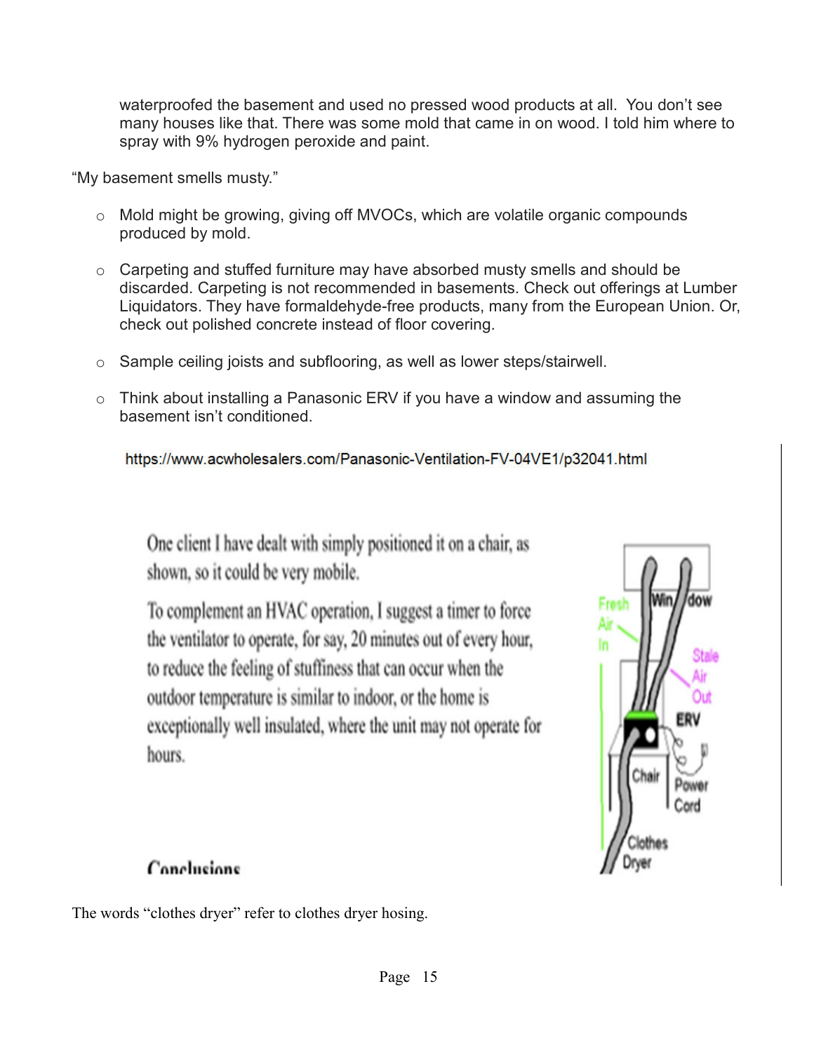waterproofed the basement and used no pressed wood products at all. You don't see many houses like that. There was some mold that came in on wood. I told him where to spray with 9% hydrogen peroxide and paint.

"My basement smells musty."

- Mold might be growing, giving off MVOCs, which are volatile organic compounds produced by mold.
- Carpeting and stuffed furniture may have absorbed musty smells and should be discarded. Carpeting is not recommended in basements. Check out offerings at Lumber Liquidators. They have formaldehyde-free products, many from the European Union. Or, check out polished concrete instead of floor covering.
- Sample ceiling joists and subflooring, as well as lower steps/stairwell.
- Think about installing a Panasonic ERV if you have a window and assuming the basement isn't conditioned.

https://www.acwholesalers.com/Panasonic-Ventilation-FV-04VE1/p32041.html

One client I have dealt with simply positioned it on a chair, as shown, so it could be very mobile.

To complement an HVAC operation, I suggest a timer to force the ventilator to operate, for say, 20 minutes out of every hour, to reduce the feeling of stuffiness that can occur when the outdoor temperature is similar to indoor, or the home is exceptionally well insulated, where the unit may not operate for hours.

Window
Fresh Air In
Stale Air Out
ERV
Chair
Power Cord
Clothes Dryer

## Conclusions

The words "clothes dryer" refer to clothes dryer hosing.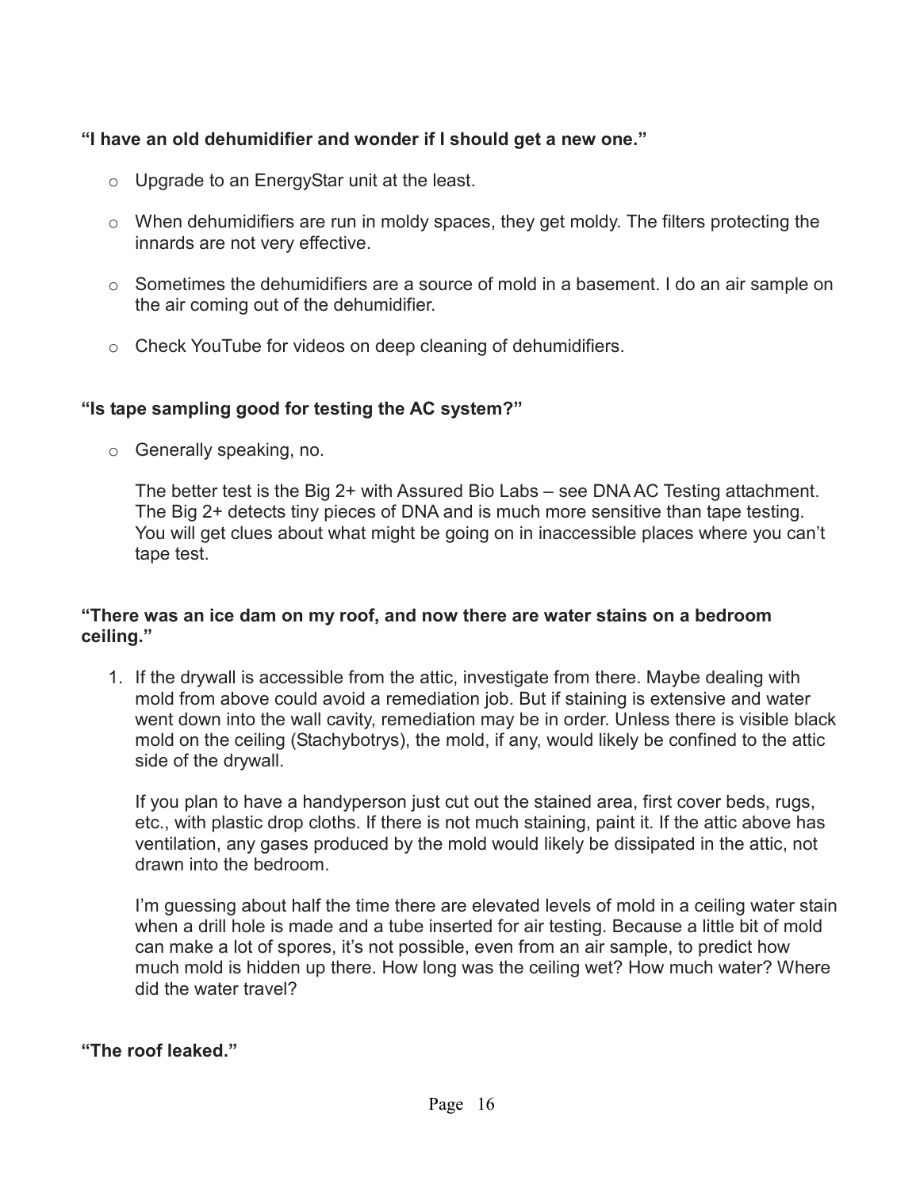**"I have an old dehumidifier and wonder if I should get a new one."**

- Upgrade to an EnergyStar unit at the least.
- When dehumidifiers are run in moldy spaces, they get moldy. The filters protecting the innards are not very effective.
- Sometimes the dehumidifiers are a source of mold in a basement. I do an air sample on the air coming out of the dehumidifier.
- Check YouTube for videos on deep cleaning of dehumidifiers.

**"Is tape sampling good for testing the AC system?"**

- Generally speaking, no.

  The better test is the Big 2+ with Assured Bio Labs – see DNA AC Testing attachment. The Big 2+ detects tiny pieces of DNA and is much more sensitive than tape testing. You will get clues about what might be going on in inaccessible places where you can't tape test.

**"There was an ice dam on my roof, and now there are water stains on a bedroom ceiling."**

1. If the drywall is accessible from the attic, investigate from there. Maybe dealing with mold from above could avoid a remediation job. But if staining is extensive and water went down into the wall cavity, remediation may be in order. Unless there is visible black mold on the ceiling (Stachybotrys), the mold, if any, would likely be confined to the attic side of the drywall.

   If you plan to have a handyperson just cut out the stained area, first cover beds, rugs, etc., with plastic drop cloths. If there is not much staining, paint it. If the attic above has ventilation, any gases produced by the mold would likely be dissipated in the attic, not drawn into the bedroom.

   I'm guessing about half the time there are elevated levels of mold in a ceiling water stain when a drill hole is made and a tube inserted for air testing. Because a little bit of mold can make a lot of spores, it's not possible, even from an air sample, to predict how much mold is hidden up there. How long was the ceiling wet? How much water? Where did the water travel?

**"The roof leaked."**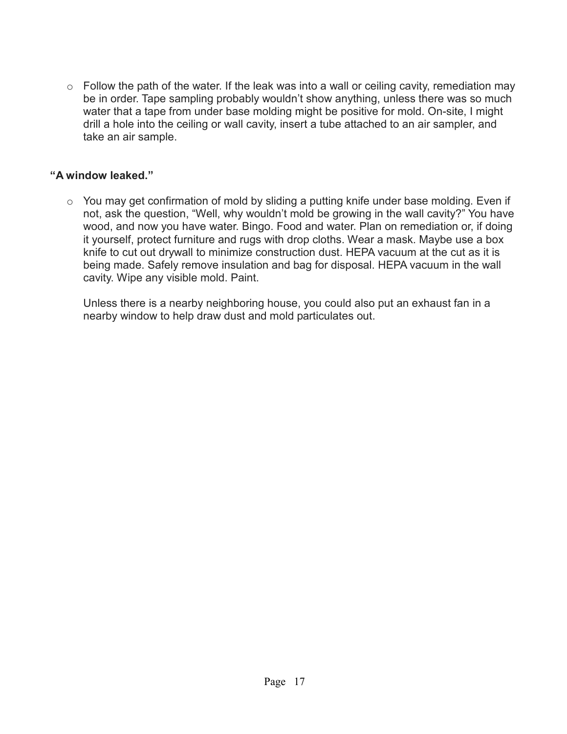- Follow the path of the water. If the leak was into a wall or ceiling cavity, remediation may be in order. Tape sampling probably wouldn't show anything, unless there was so much water that a tape from under base molding might be positive for mold. On-site, I might drill a hole into the ceiling or wall cavity, insert a tube attached to an air sampler, and take an air sample.

**"A window leaked."**

- You may get confirmation of mold by sliding a putting knife under base molding. Even if not, ask the question, "Well, why wouldn't mold be growing in the wall cavity?" You have wood, and now you have water. Bingo. Food and water. Plan on remediation or, if doing it yourself, protect furniture and rugs with drop cloths. Wear a mask. Maybe use a box knife to cut out drywall to minimize construction dust. HEPA vacuum at the cut as it is being made. Safely remove insulation and bag for disposal. HEPA vacuum in the wall cavity. Wipe any visible mold. Paint.

  Unless there is a nearby neighboring house, you could also put an exhaust fan in a nearby window to help draw dust and mold particulates out.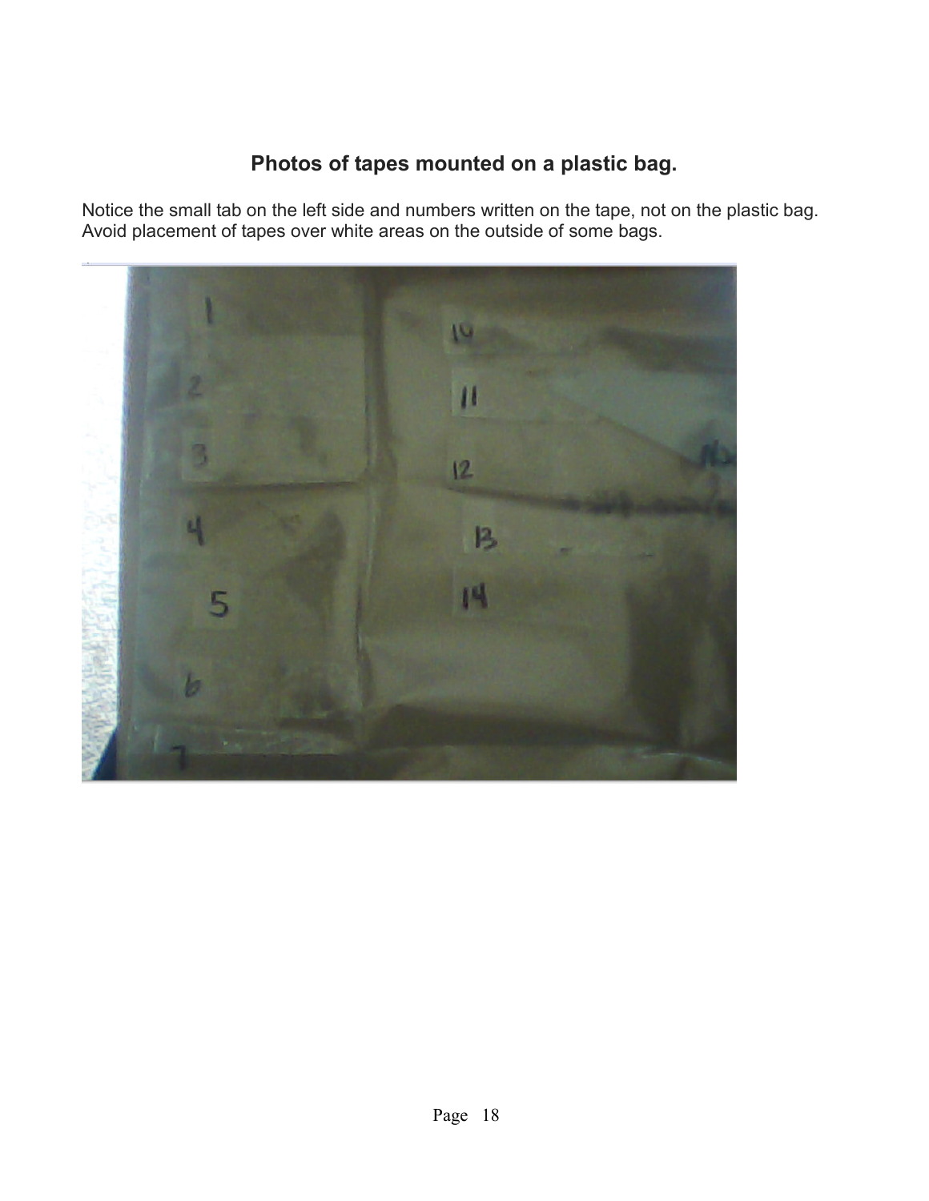## Photos of tapes mounted on a plastic bag.

Notice the small tab on the left side and numbers written on the tape, not on the plastic bag. Avoid placement of tapes over white areas on the outside of some bags.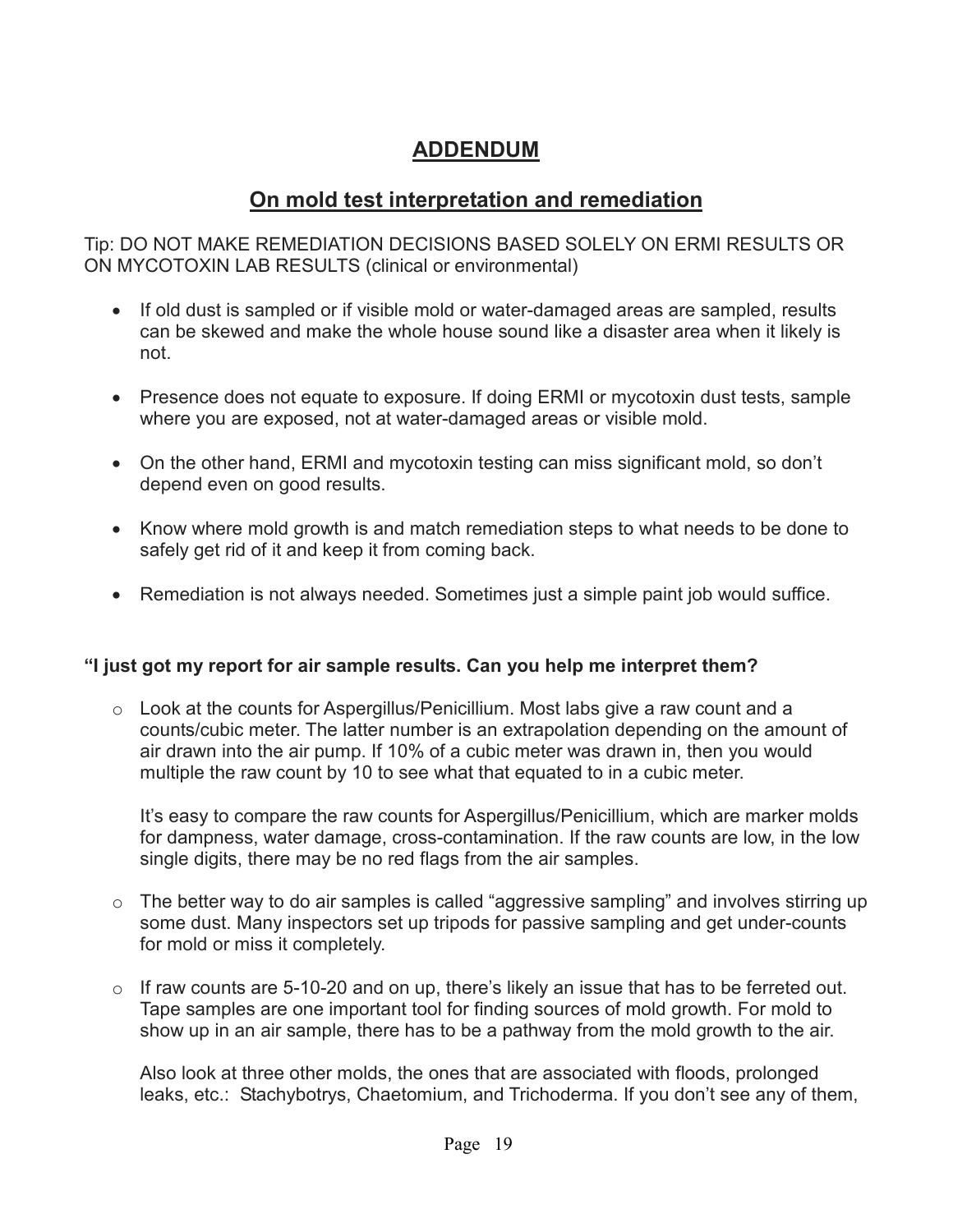# ADDENDUM

## On mold test interpretation and remediation

Tip: DO NOT MAKE REMEDIATION DECISIONS BASED SOLELY ON ERMI RESULTS OR ON MYCOTOXIN LAB RESULTS (clinical or environmental)

- If old dust is sampled or if visible mold or water-damaged areas are sampled, results can be skewed and make the whole house sound like a disaster area when it likely is not.
- Presence does not equate to exposure. If doing ERMI or mycotoxin dust tests, sample where you are exposed, not at water-damaged areas or visible mold.
- On the other hand, ERMI and mycotoxin testing can miss significant mold, so don't depend even on good results.
- Know where mold growth is and match remediation steps to what needs to be done to safely get rid of it and keep it from coming back.
- Remediation is not always needed. Sometimes just a simple paint job would suffice.

**"I just got my report for air sample results. Can you help me interpret them?**

- Look at the counts for Aspergillus/Penicillium. Most labs give a raw count and a counts/cubic meter. The latter number is an extrapolation depending on the amount of air drawn into the air pump. If 10% of a cubic meter was drawn in, then you would multiple the raw count by 10 to see what that equated to in a cubic meter.

  It's easy to compare the raw counts for Aspergillus/Penicillium, which are marker molds for dampness, water damage, cross-contamination. If the raw counts are low, in the low single digits, there may be no red flags from the air samples.

- The better way to do air samples is called "aggressive sampling" and involves stirring up some dust. Many inspectors set up tripods for passive sampling and get under-counts for mold or miss it completely.
- If raw counts are 5-10-20 and on up, there's likely an issue that has to be ferreted out. Tape samples are one important tool for finding sources of mold growth. For mold to show up in an air sample, there has to be a pathway from the mold growth to the air.

  Also look at three other molds, the ones that are associated with floods, prolonged leaks, etc.: Stachybotrys, Chaetomium, and Trichoderma. If you don't see any of them,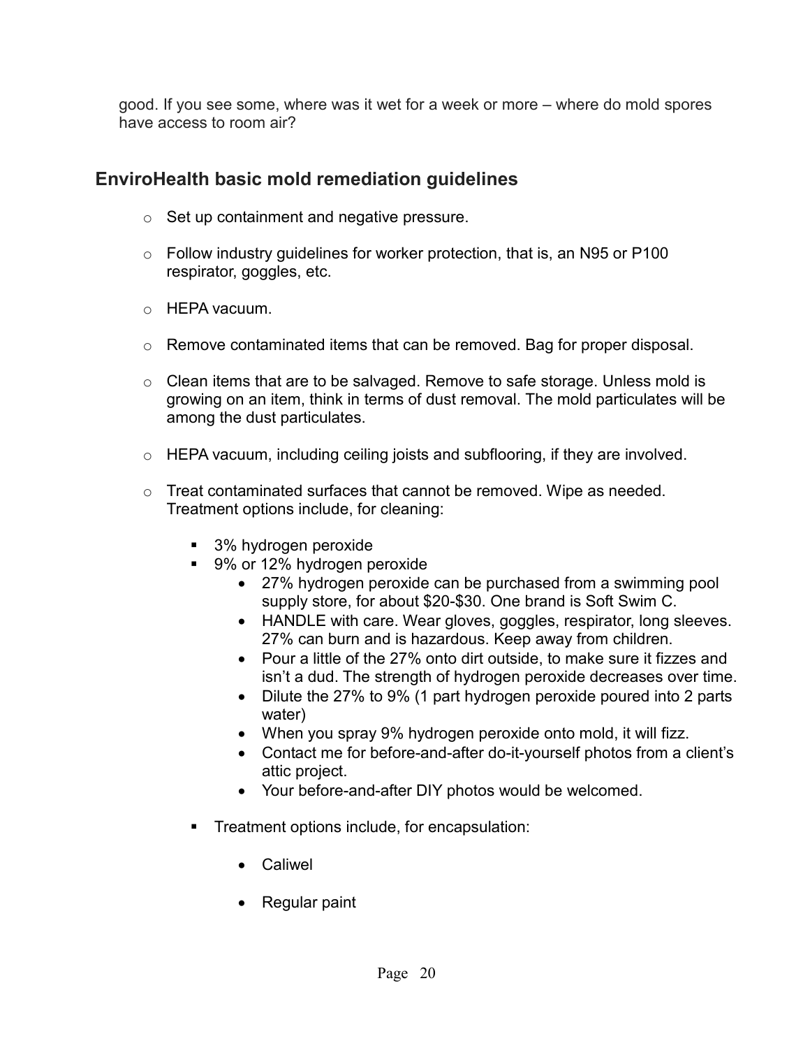good. If you see some, where was it wet for a week or more – where do mold spores have access to room air?

## EnviroHealth basic mold remediation guidelines

- Set up containment and negative pressure.
- Follow industry guidelines for worker protection, that is, an N95 or P100 respirator, goggles, etc.
- HEPA vacuum.
- Remove contaminated items that can be removed. Bag for proper disposal.
- Clean items that are to be salvaged. Remove to safe storage. Unless mold is growing on an item, think in terms of dust removal. The mold particulates will be among the dust particulates.
- HEPA vacuum, including ceiling joists and subflooring, if they are involved.
- Treat contaminated surfaces that cannot be removed. Wipe as needed. Treatment options include, for cleaning:
  - 3% hydrogen peroxide
  - 9% or 12% hydrogen peroxide
    - 27% hydrogen peroxide can be purchased from a swimming pool supply store, for about $20-$30. One brand is Soft Swim C.
    - HANDLE with care. Wear gloves, goggles, respirator, long sleeves. 27% can burn and is hazardous. Keep away from children.
    - Pour a little of the 27% onto dirt outside, to make sure it fizzes and isn't a dud. The strength of hydrogen peroxide decreases over time.
    - Dilute the 27% to 9% (1 part hydrogen peroxide poured into 2 parts water)
    - When you spray 9% hydrogen peroxide onto mold, it will fizz.
    - Contact me for before-and-after do-it-yourself photos from a client's attic project.
    - Your before-and-after DIY photos would be welcomed.
  - Treatment options include, for encapsulation:
    - Caliwel
    - Regular paint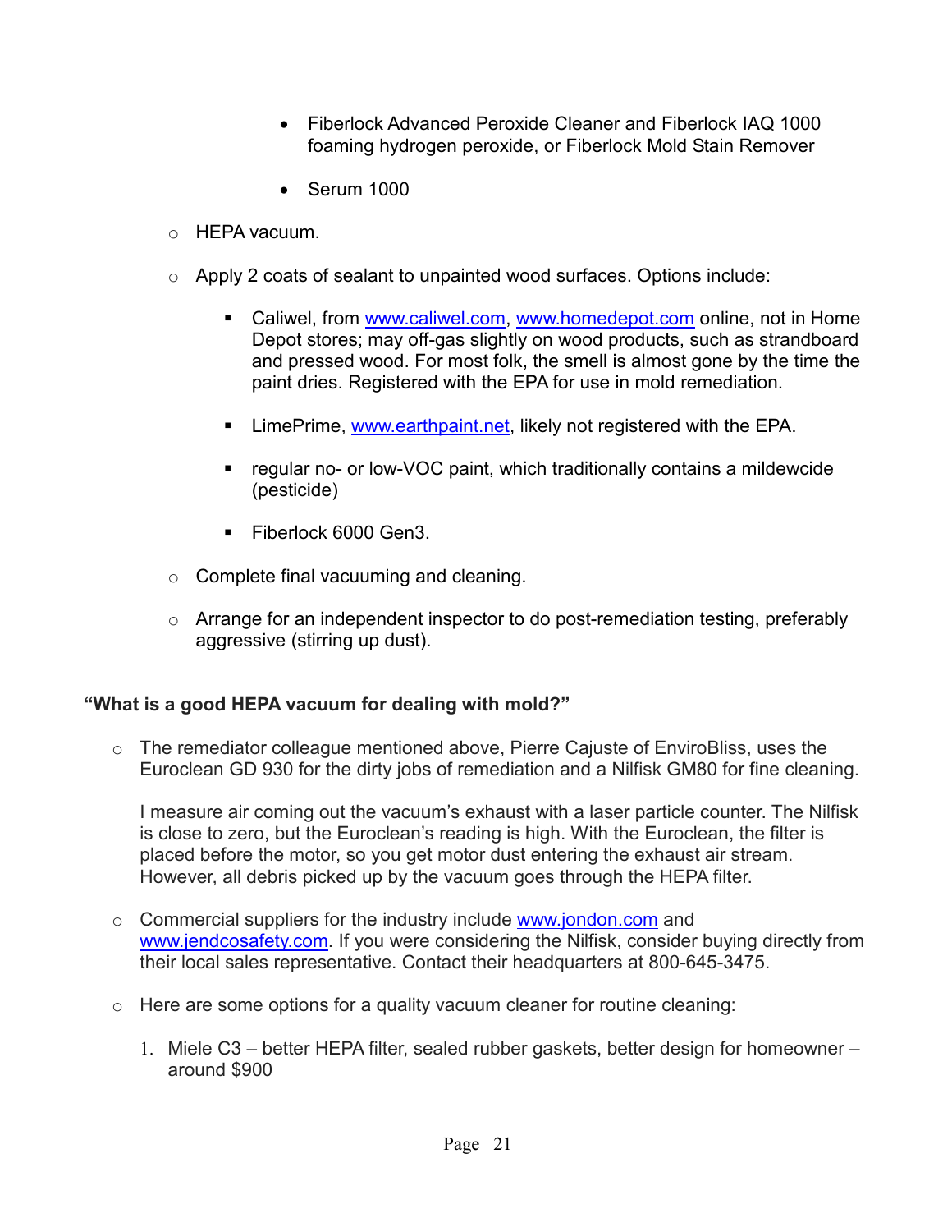- Fiberlock Advanced Peroxide Cleaner and Fiberlock IAQ 1000 foaming hydrogen peroxide, or Fiberlock Mold Stain Remover

        - Serum 1000

    - HEPA vacuum.

    - Apply 2 coats of sealant to unpainted wood surfaces. Options include:

        - Caliwel, from www.caliwel.com, www.homedepot.com online, not in Home Depot stores; may off-gas slightly on wood products, such as strandboard and pressed wood. For most folk, the smell is almost gone by the time the paint dries. Registered with the EPA for use in mold remediation.

        - LimePrime, www.earthpaint.net, likely not registered with the EPA.

        - regular no- or low-VOC paint, which traditionally contains a mildewcide (pesticide)

        - Fiberlock 6000 Gen3.

    - Complete final vacuuming and cleaning.

    - Arrange for an independent inspector to do post-remediation testing, preferably aggressive (stirring up dust).

**"What is a good HEPA vacuum for dealing with mold?"**

- The remediator colleague mentioned above, Pierre Cajuste of EnviroBliss, uses the Euroclean GD 930 for the dirty jobs of remediation and a Nilfisk GM80 for fine cleaning.

  I measure air coming out the vacuum's exhaust with a laser particle counter. The Nilfisk is close to zero, but the Euroclean's reading is high. With the Euroclean, the filter is placed before the motor, so you get motor dust entering the exhaust air stream. However, all debris picked up by the vacuum goes through the HEPA filter.

- Commercial suppliers for the industry include www.jondon.com and www.jendcosafety.com. If you were considering the Nilfisk, consider buying directly from their local sales representative. Contact their headquarters at 800-645-3475.

- Here are some options for a quality vacuum cleaner for routine cleaning:

  1. Miele C3 – better HEPA filter, sealed rubber gaskets, better design for homeowner – around $900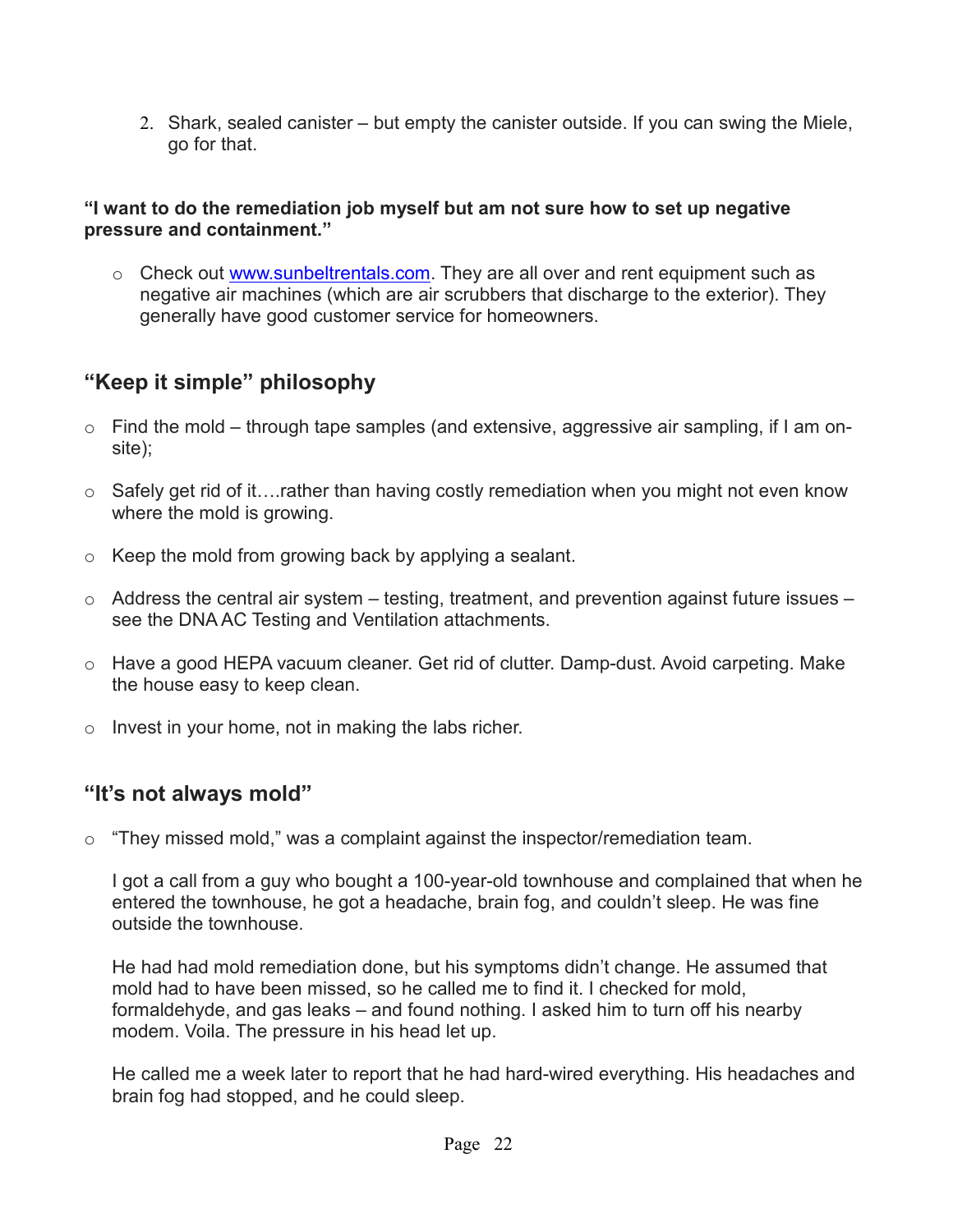2. Shark, sealed canister – but empty the canister outside. If you can swing the Miele, go for that.

**"I want to do the remediation job myself but am not sure how to set up negative pressure and containment."**

- Check out [www.sunbeltrentals.com](www.sunbeltrentals.com). They are all over and rent equipment such as negative air machines (which are air scrubbers that discharge to the exterior). They generally have good customer service for homeowners.

## "Keep it simple" philosophy

- Find the mold – through tape samples (and extensive, aggressive air sampling, if I am on-site);
- Safely get rid of it….rather than having costly remediation when you might not even know where the mold is growing.
- Keep the mold from growing back by applying a sealant.
- Address the central air system – testing, treatment, and prevention against future issues – see the DNA AC Testing and Ventilation attachments.
- Have a good HEPA vacuum cleaner. Get rid of clutter. Damp-dust. Avoid carpeting. Make the house easy to keep clean.
- Invest in your home, not in making the labs richer.

## "It's not always mold"

- "They missed mold," was a complaint against the inspector/remediation team.

  I got a call from a guy who bought a 100-year-old townhouse and complained that when he entered the townhouse, he got a headache, brain fog, and couldn't sleep. He was fine outside the townhouse.

  He had had mold remediation done, but his symptoms didn't change. He assumed that mold had to have been missed, so he called me to find it. I checked for mold, formaldehyde, and gas leaks – and found nothing. I asked him to turn off his nearby modem. Voila. The pressure in his head let up.

  He called me a week later to report that he had hard-wired everything. His headaches and brain fog had stopped, and he could sleep.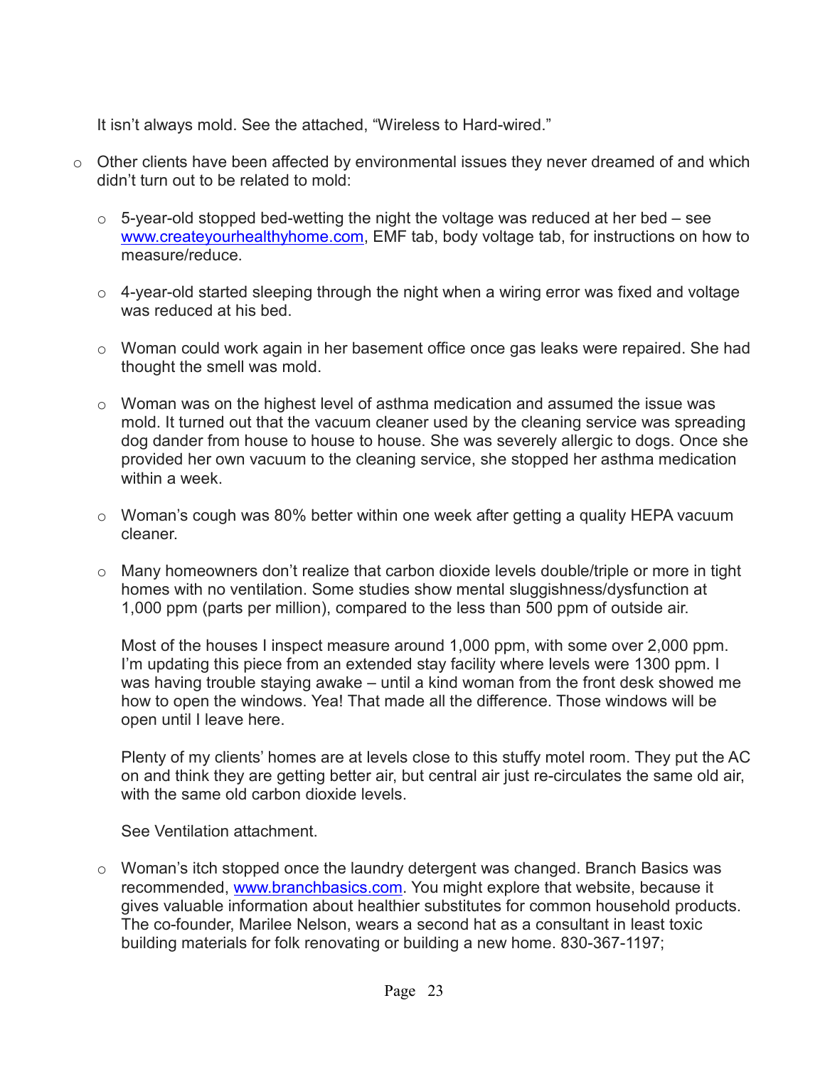It isn't always mold. See the attached, "Wireless to Hard-wired."

- Other clients have been affected by environmental issues they never dreamed of and which didn't turn out to be related to mold:

  - 5-year-old stopped bed-wetting the night the voltage was reduced at her bed – see [www.createyourhealthyhome.com](http://www.createyourhealthyhome.com), EMF tab, body voltage tab, for instructions on how to measure/reduce.

  - 4-year-old started sleeping through the night when a wiring error was fixed and voltage was reduced at his bed.

  - Woman could work again in her basement office once gas leaks were repaired. She had thought the smell was mold.

  - Woman was on the highest level of asthma medication and assumed the issue was mold. It turned out that the vacuum cleaner used by the cleaning service was spreading dog dander from house to house to house. She was severely allergic to dogs. Once she provided her own vacuum to the cleaning service, she stopped her asthma medication within a week.

  - Woman's cough was 80% better within one week after getting a quality HEPA vacuum cleaner.

  - Many homeowners don't realize that carbon dioxide levels double/triple or more in tight homes with no ventilation. Some studies show mental sluggishness/dysfunction at 1,000 ppm (parts per million), compared to the less than 500 ppm of outside air.

    Most of the houses I inspect measure around 1,000 ppm, with some over 2,000 ppm. I'm updating this piece from an extended stay facility where levels were 1300 ppm. I was having trouble staying awake – until a kind woman from the front desk showed me how to open the windows. Yea! That made all the difference. Those windows will be open until I leave here.

    Plenty of my clients' homes are at levels close to this stuffy motel room. They put the AC on and think they are getting better air, but central air just re-circulates the same old air, with the same old carbon dioxide levels.

    See Ventilation attachment.

  - Woman's itch stopped once the laundry detergent was changed. Branch Basics was recommended, [www.branchbasics.com](http://www.branchbasics.com). You might explore that website, because it gives valuable information about healthier substitutes for common household products. The co-founder, Marilee Nelson, wears a second hat as a consultant in least toxic building materials for folk renovating or building a new home. 830-367-1197;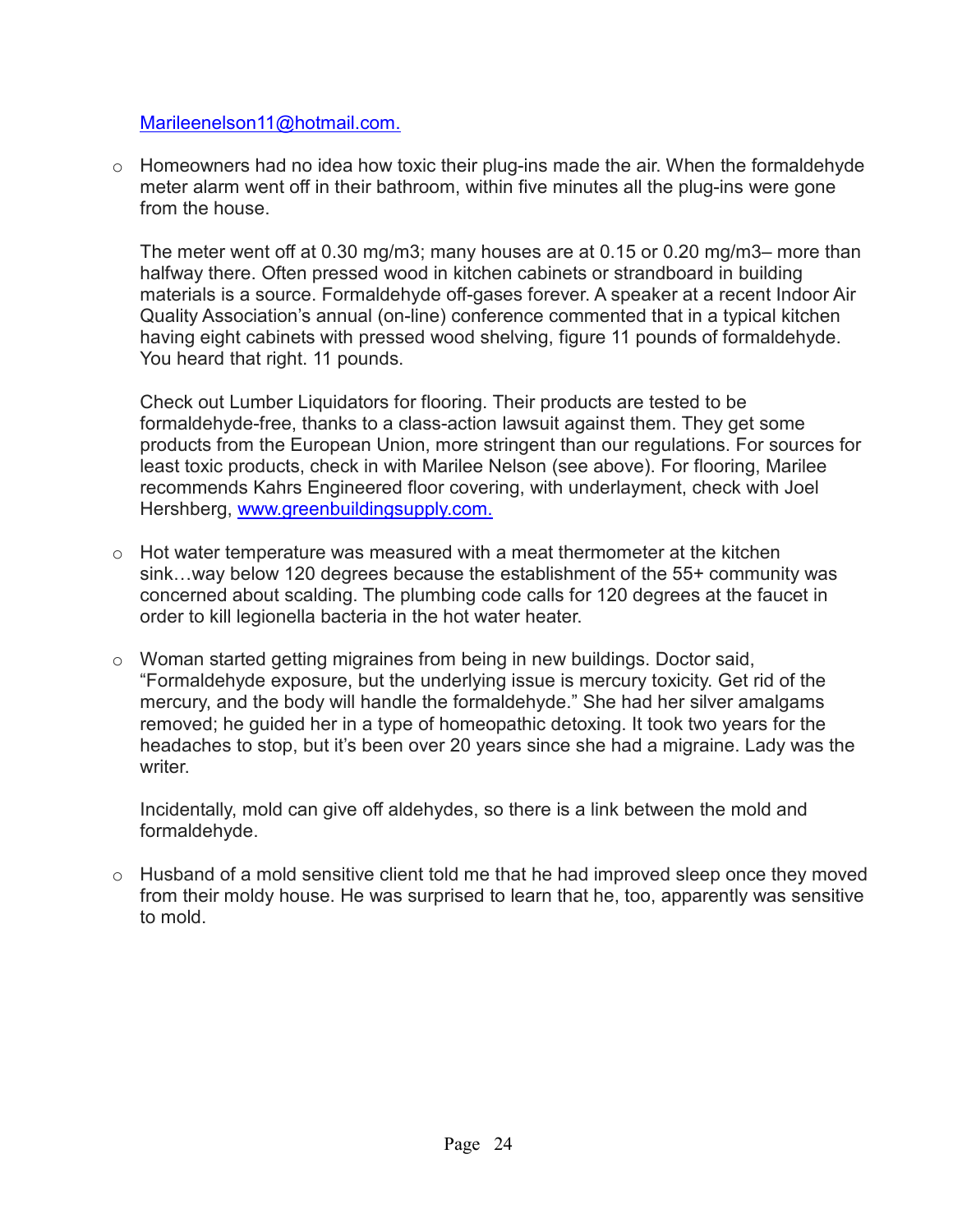Marileenelson11@hotmail.com.

- Homeowners had no idea how toxic their plug-ins made the air. When the formaldehyde meter alarm went off in their bathroom, within five minutes all the plug-ins were gone from the house.

  The meter went off at 0.30 mg/m3; many houses are at 0.15 or 0.20 mg/m3– more than halfway there. Often pressed wood in kitchen cabinets or strandboard in building materials is a source. Formaldehyde off-gases forever. A speaker at a recent Indoor Air Quality Association's annual (on-line) conference commented that in a typical kitchen having eight cabinets with pressed wood shelving, figure 11 pounds of formaldehyde. You heard that right. 11 pounds.

  Check out Lumber Liquidators for flooring. Their products are tested to be formaldehyde-free, thanks to a class-action lawsuit against them. They get some products from the European Union, more stringent than our regulations. For sources for least toxic products, check in with Marilee Nelson (see above). For flooring, Marilee recommends Kahrs Engineered floor covering, with underlayment, check with Joel Hershberg, www.greenbuildingsupply.com.

- Hot water temperature was measured with a meat thermometer at the kitchen sink…way below 120 degrees because the establishment of the 55+ community was concerned about scalding. The plumbing code calls for 120 degrees at the faucet in order to kill legionella bacteria in the hot water heater.

- Woman started getting migraines from being in new buildings. Doctor said, "Formaldehyde exposure, but the underlying issue is mercury toxicity. Get rid of the mercury, and the body will handle the formaldehyde." She had her silver amalgams removed; he guided her in a type of homeopathic detoxing. It took two years for the headaches to stop, but it's been over 20 years since she had a migraine. Lady was the writer.

  Incidentally, mold can give off aldehydes, so there is a link between the mold and formaldehyde.

- Husband of a mold sensitive client told me that he had improved sleep once they moved from their moldy house. He was surprised to learn that he, too, apparently was sensitive to mold.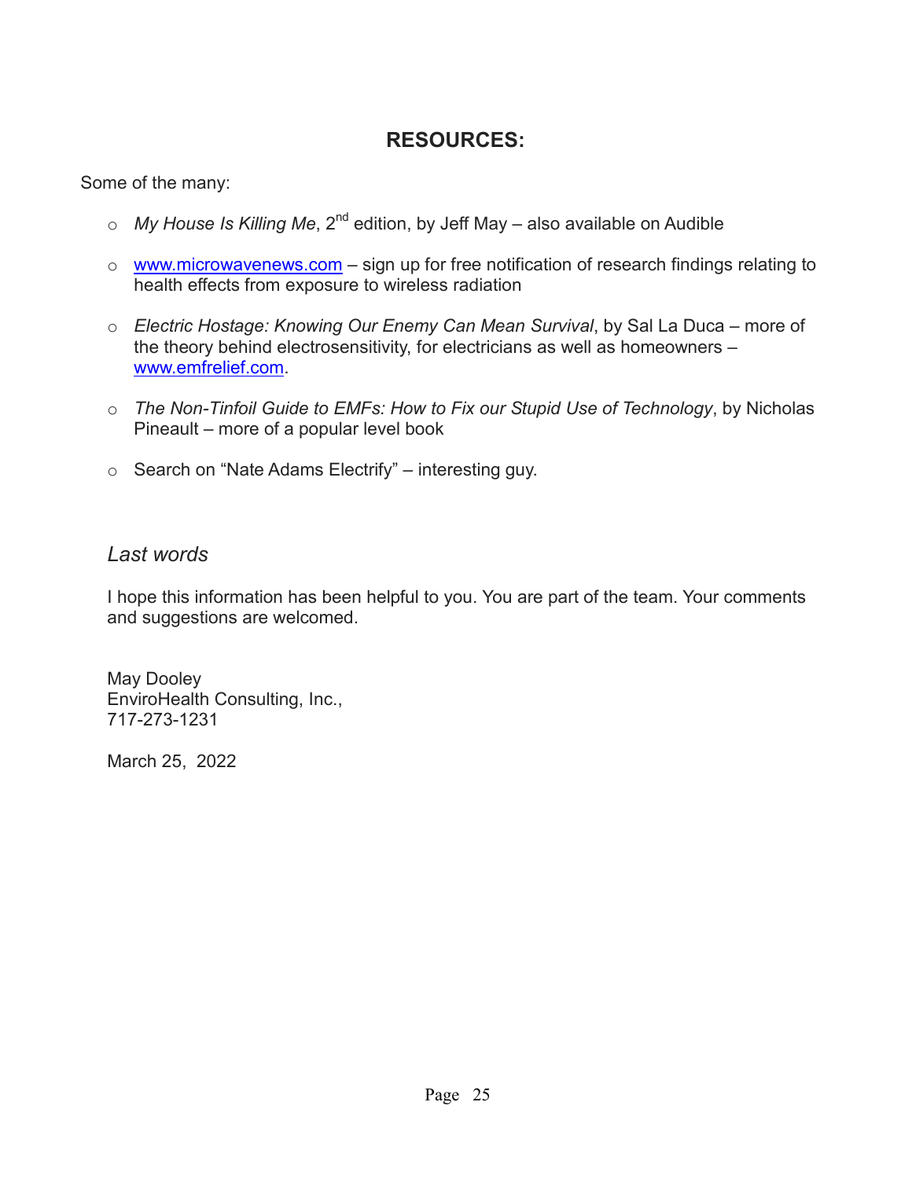## RESOURCES:

Some of the many:

- *My House Is Killing Me*, 2nd edition, by Jeff May – also available on Audible
- www.microwavenews.com – sign up for free notification of research findings relating to health effects from exposure to wireless radiation
- *Electric Hostage: Knowing Our Enemy Can Mean Survival*, by Sal La Duca – more of the theory behind electrosensitivity, for electricians as well as homeowners – www.emfrelief.com.
- *The Non-Tinfoil Guide to EMFs: How to Fix our Stupid Use of Technology*, by Nicholas Pineault – more of a popular level book
- Search on “Nate Adams Electrify” – interesting guy.

### *Last words*

I hope this information has been helpful to you. You are part of the team. Your comments and suggestions are welcomed.

May Dooley
EnviroHealth Consulting, Inc.,
717-273-1231

March 25, 2022